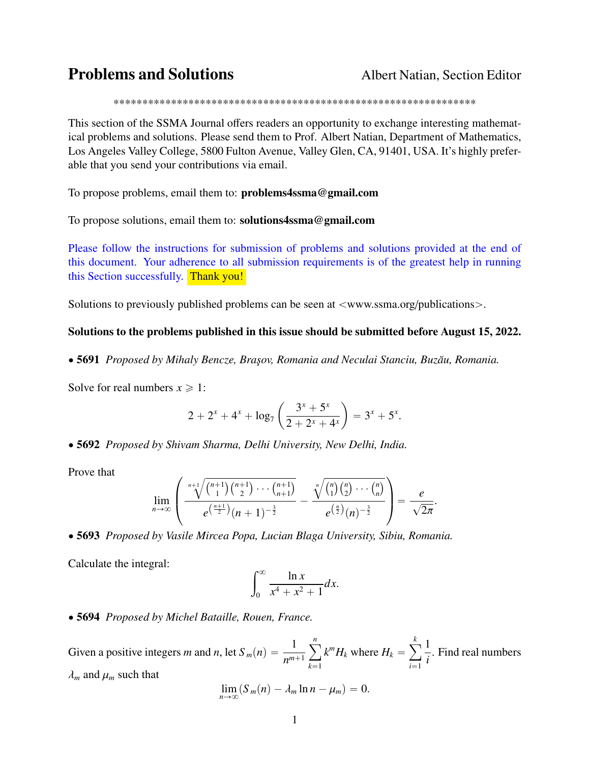# Problems and Solutions

Albert Natian, Section Editor

\*\*\*\*\*\*\*\*\*\*\*\*\*\*\*\*\*\*\*\*\*\*\*\*\*\*\*\*\*\*\*\*\*\*\*\*\*\*\*\*\*\*\*\*\*\*\*\*\*\*\*\*\*\*\*\*\*\*\*\*\*\*\*\*

This section of the SSMA Journal offers readers an opportunity to exchange interesting mathematical problems and solutions. Please send them to Prof. Albert Natian, Department of Mathematics, Los Angeles Valley College, 5800 Fulton Avenue, Valley Glen, CA, 91401, USA. It's highly preferable that you send your contributions via email.

To propose problems, email them to: **problems4ssma@gmail.com**

To propose solutions, email them to: **solutions4ssma@gmail.com**

Please follow the instructions for submission of problems and solutions provided at the end of this document. Your adherence to all submission requirements is of the greatest help in running this Section successfully. Thank you!

Solutions to previously published problems can be seen at <www.ssma.org/publications>.

**Solutions to the problems published in this issue should be submitted before August 15, 2022.**

• **5691** *Proposed by Mihaly Bencze, Braşov, Romania and Neculai Stanciu, Buzău, Romania.*

Solve for real numbers $x \geqslant 1$:

$$2 + 2^x + 4^x + \log_7\left(\frac{3^x + 5^x}{2 + 2^x + 4^x}\right) = 3^x + 5^x.$$

• **5692** *Proposed by Shivam Sharma, Delhi University, New Delhi, India.*

Prove that

$$\lim_{n\to\infty}\left(\frac{\sqrt[n+1]{\binom{n+1}{1}\binom{n+1}{2}\cdots\binom{n+1}{n+1}}}{e^{\binom{n+1}{2}}(n+1)^{-\frac{3}{2}}} - \frac{\sqrt[n]{\binom{n}{1}\binom{n}{2}\cdots\binom{n}{n}}}{e^{\binom{n}{2}}(n)^{-\frac{3}{2}}}\right) = \frac{e}{\sqrt{2\pi}}.$$

• **5693** *Proposed by Vasile Mircea Popa, Lucian Blaga University, Sibiu, Romania.*

Calculate the integral:

$$\int_0^\infty \frac{\ln x}{x^4 + x^2 + 1}dx.$$

• **5694** *Proposed by Michel Bataille, Rouen, France.*

Given a positive integers $m$ and $n$, let $S_m(n) = \dfrac{1}{n^{m+1}}\displaystyle\sum_{k=1}^{n} k^m H_k$ where $H_k = \displaystyle\sum_{i=1}^{k}\frac{1}{i}$. Find real numbers $\lambda_m$ and $\mu_m$ such that

$$\lim_{n\to\infty}(S_m(n) - \lambda_m \ln n - \mu_m) = 0.$$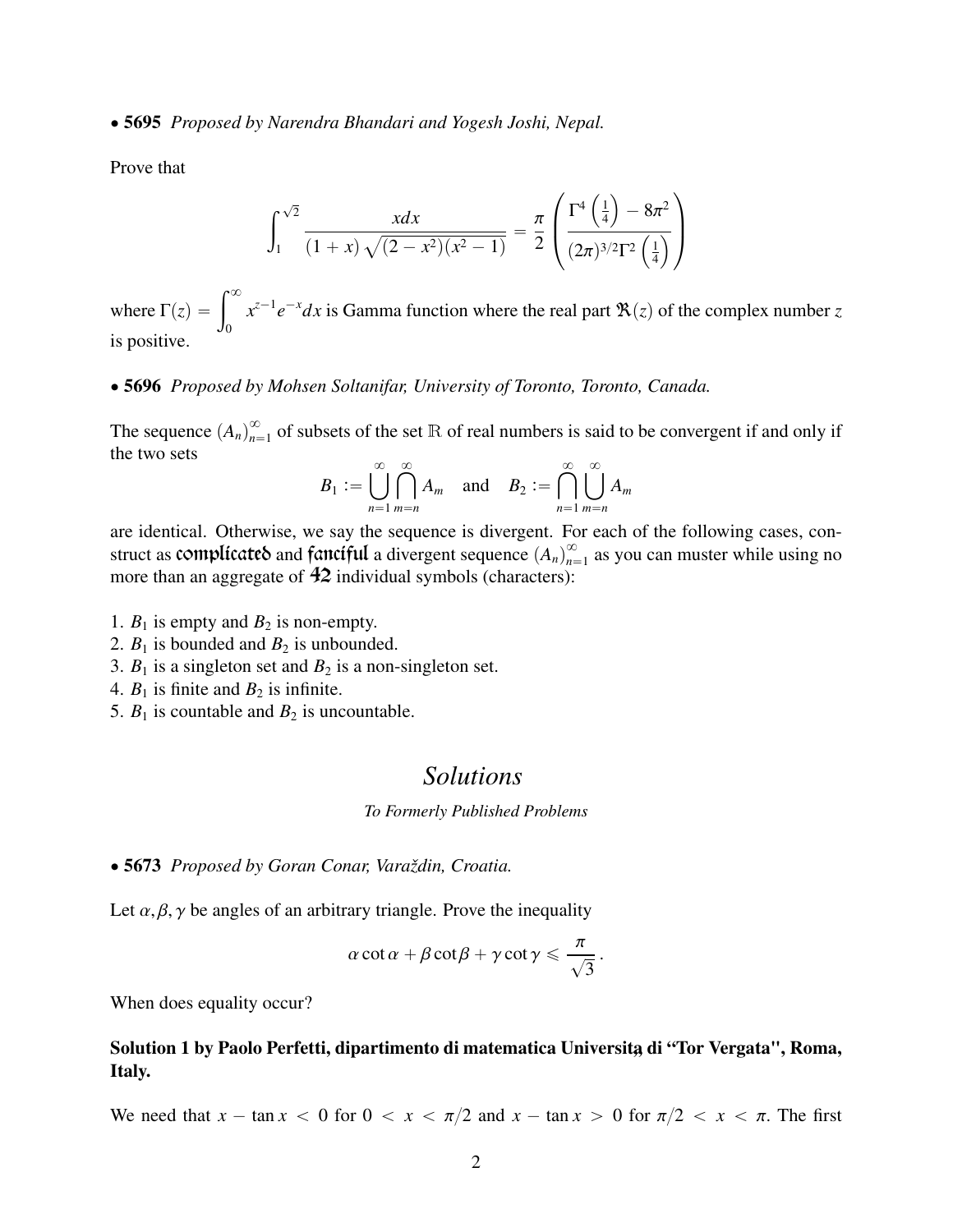• **5695** *Proposed by Narendra Bhandari and Yogesh Joshi, Nepal.*

Prove that

$$\int_{1}^{\sqrt{2}} \frac{x\,dx}{(1+x)\sqrt{(2-x^2)(x^2-1)}} = \frac{\pi}{2}\left(\frac{\Gamma^4\left(\frac{1}{4}\right)-8\pi^2}{(2\pi)^{3/2}\Gamma^2\left(\frac{1}{4}\right)}\right)$$

where $\Gamma(z) = \displaystyle\int_0^\infty x^{z-1}e^{-x}dx$ is Gamma function where the real part $\Re(z)$ of the complex number $z$ is positive.

• **5696** *Proposed by Mohsen Soltanifar, University of Toronto, Toronto, Canada.*

The sequence $(A_n)_{n=1}^{\infty}$ of subsets of the set $\mathbb{R}$ of real numbers is said to be convergent if and only if the two sets

$$B_1 := \bigcup_{n=1}^{\infty}\bigcap_{m=n}^{\infty} A_m \quad \text{and} \quad B_2 := \bigcap_{n=1}^{\infty}\bigcup_{m=n}^{\infty} A_m$$

are identical. Otherwise, we say the sequence is divergent. For each of the following cases, construct as complicated and fanciful a divergent sequence $(A_n)_{n=1}^{\infty}$ as you can muster while using no more than an aggregate of 42 individual symbols (characters):

1. $B_1$ is empty and $B_2$ is non-empty.
2. $B_1$ is bounded and $B_2$ is unbounded.
3. $B_1$ is a singleton set and $B_2$ is a non-singleton set.
4. $B_1$ is finite and $B_2$ is infinite.
5. $B_1$ is countable and $B_2$ is uncountable.

# *Solutions*

*To Formerly Published Problems*

• **5673** *Proposed by Goran Conar, Varaždin, Croatia.*

Let $\alpha, \beta, \gamma$ be angles of an arbitrary triangle. Prove the inequality

$$\alpha\cot\alpha + \beta\cot\beta + \gamma\cot\gamma \leqslant \frac{\pi}{\sqrt{3}}.$$

When does equality occur?

**Solution 1 by Paolo Perfetti, dipartimento di matematica Università di "Tor Vergata", Roma, Italy.**

We need that $x - \tan x < 0$ for $0 < x < \pi/2$ and $x - \tan x > 0$ for $\pi/2 < x < \pi$. The first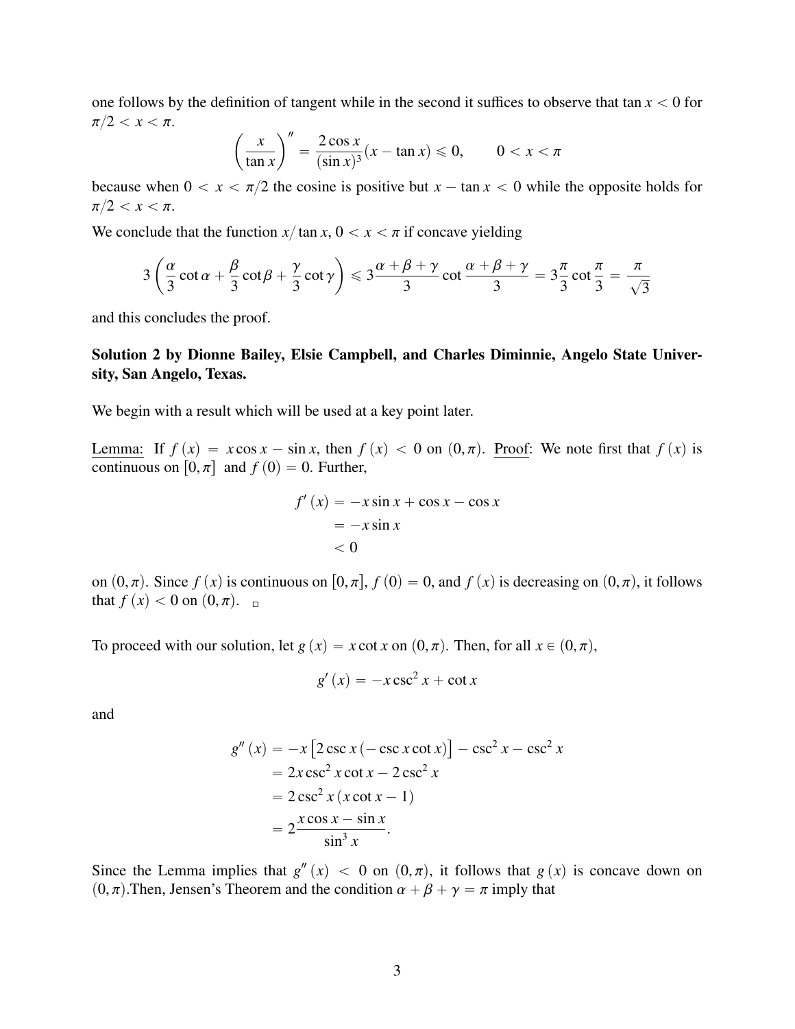one follows by the definition of tangent while in the second it suffices to observe that $\tan x < 0$ for $\pi/2 < x < \pi$.

$$\left(\frac{x}{\tan x}\right)'' = \frac{2\cos x}{(\sin x)^3}(x - \tan x) \leqslant 0, \qquad 0 < x < \pi$$

because when $0 < x < \pi/2$ the cosine is positive but $x - \tan x < 0$ while the opposite holds for $\pi/2 < x < \pi$.

We conclude that the function $x/\tan x$, $0 < x < \pi$ if concave yielding

$$3\left(\frac{\alpha}{3}\cot\alpha + \frac{\beta}{3}\cot\beta + \frac{\gamma}{3}\cot\gamma\right) \leqslant 3\frac{\alpha+\beta+\gamma}{3}\cot\frac{\alpha+\beta+\gamma}{3} = 3\frac{\pi}{3}\cot\frac{\pi}{3} = \frac{\pi}{\sqrt{3}}$$

and this concludes the proof.

**Solution 2 by Dionne Bailey, Elsie Campbell, and Charles Diminnie, Angelo State University, San Angelo, Texas.**

We begin with a result which will be used at a key point later.

Lemma: If $f(x) = x\cos x - \sin x$, then $f(x) < 0$ on $(0, \pi)$. Proof: We note first that $f(x)$ is continuous on $[0, \pi]$ and $f(0) = 0$. Further,

$$\begin{aligned} f'(x) &= -x\sin x + \cos x - \cos x \\ &= -x\sin x \\ &< 0 \end{aligned}$$

on $(0, \pi)$. Since $f(x)$ is continuous on $[0, \pi]$, $f(0) = 0$, and $f(x)$ is decreasing on $(0, \pi)$, it follows that $f(x) < 0$ on $(0, \pi)$. □

To proceed with our solution, let $g(x) = x\cot x$ on $(0, \pi)$. Then, for all $x \in (0, \pi)$,

$$g'(x) = -x\csc^2 x + \cot x$$

and

$$\begin{aligned} g''(x) &= -x\left[2\csc x(-\csc x\cot x)\right] - \csc^2 x - \csc^2 x \\ &= 2x\csc^2 x\cot x - 2\csc^2 x \\ &= 2\csc^2 x(x\cot x - 1) \\ &= 2\frac{x\cos x - \sin x}{\sin^3 x}. \end{aligned}$$

Since the Lemma implies that $g''(x) < 0$ on $(0, \pi)$, it follows that $g(x)$ is concave down on $(0, \pi)$. Then, Jensen's Theorem and the condition $\alpha + \beta + \gamma = \pi$ imply that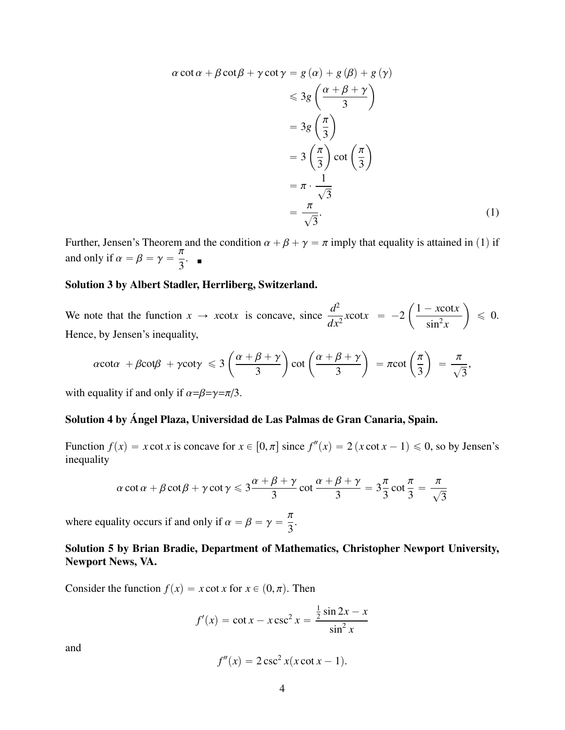$$
\begin{aligned}
\alpha \cot \alpha + \beta \cot \beta + \gamma \cot \gamma &= g(\alpha) + g(\beta) + g(\gamma) \\
&\leqslant 3g\left(\frac{\alpha + \beta + \gamma}{3}\right) \\
&= 3g\left(\frac{\pi}{3}\right) \\
&= 3\left(\frac{\pi}{3}\right)\cot\left(\frac{\pi}{3}\right) \\
&= \pi \cdot \frac{1}{\sqrt{3}} \\
&= \frac{\pi}{\sqrt{3}}. \qquad (1)
\end{aligned}
$$

Further, Jensen's Theorem and the condition $\alpha + \beta + \gamma = \pi$ imply that equality is attained in $(1)$ if and only if $\alpha = \beta = \gamma = \dfrac{\pi}{3}$. ∎

**Solution 3 by Albert Stadler, Herrliberg, Switzerland.**

We note that the function $x \to x\cot x$ is concave, since $\dfrac{d^2}{dx^2}x\cot x = -2\left(\dfrac{1 - x\cot x}{\sin^2 x}\right) \leqslant 0$. Hence, by Jensen's inequality,

$$
\alpha\cot\alpha + \beta\cot\beta + \gamma\cot\gamma \leqslant 3\left(\frac{\alpha+\beta+\gamma}{3}\right)\cot\left(\frac{\alpha+\beta+\gamma}{3}\right) = \pi\cot\left(\frac{\pi}{3}\right) = \frac{\pi}{\sqrt{3}},
$$

with equality if and only if $\alpha=\beta=\gamma=\pi/3$.

**Solution 4 by Ángel Plaza, Universidad de Las Palmas de Gran Canaria, Spain.**

Function $f(x) = x\cot x$ is concave for $x \in [0, \pi]$ since $f''(x) = 2\,(x\cot x - 1) \leqslant 0$, so by Jensen's inequality

$$
\alpha\cot\alpha + \beta\cot\beta + \gamma\cot\gamma \leqslant 3\frac{\alpha+\beta+\gamma}{3}\cot\frac{\alpha+\beta+\gamma}{3} = 3\frac{\pi}{3}\cot\frac{\pi}{3} = \frac{\pi}{\sqrt{3}}
$$

where equality occurs if and only if $\alpha = \beta = \gamma = \dfrac{\pi}{3}$.

**Solution 5 by Brian Bradie, Department of Mathematics, Christopher Newport University, Newport News, VA.**

Consider the function $f(x) = x\cot x$ for $x \in (0, \pi)$. Then

$$
f'(x) = \cot x - x\csc^2 x = \frac{\frac{1}{2}\sin 2x - x}{\sin^2 x}
$$

and

$$
f''(x) = 2\csc^2 x(x\cot x - 1).
$$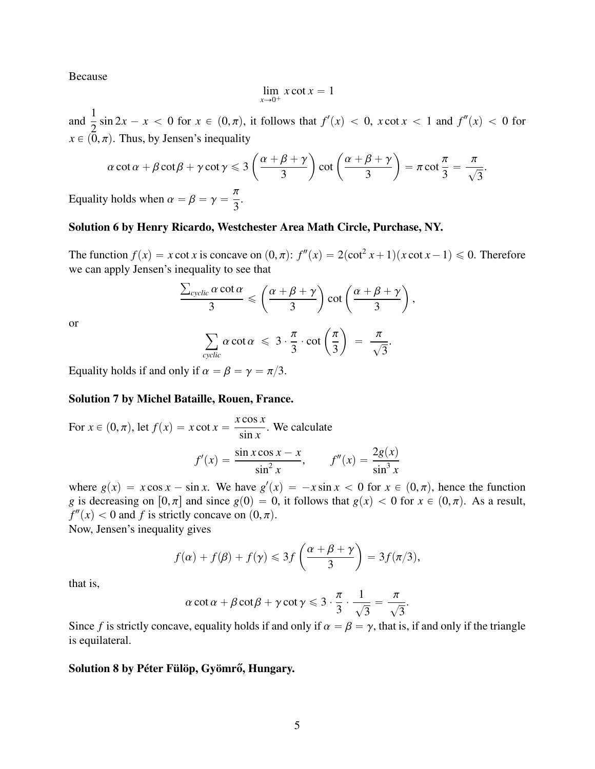Because

$$\lim_{x\to 0^+} x\cot x = 1$$

and $\frac{1}{2}\sin 2x - x < 0$ for $x \in (0,\pi)$, it follows that $f'(x) < 0$, $x\cot x < 1$ and $f''(x) < 0$ for $x \in (0,\pi)$. Thus, by Jensen's inequality

$$\alpha\cot\alpha + \beta\cot\beta + \gamma\cot\gamma \leqslant 3\left(\frac{\alpha+\beta+\gamma}{3}\right)\cot\left(\frac{\alpha+\beta+\gamma}{3}\right) = \pi\cot\frac{\pi}{3} = \frac{\pi}{\sqrt{3}}.$$

Equality holds when $\alpha = \beta = \gamma = \dfrac{\pi}{3}$.

**Solution 6 by Henry Ricardo, Westchester Area Math Circle, Purchase, NY.**

The function $f(x) = x\cot x$ is concave on $(0,\pi)$: $f''(x) = 2(\cot^2 x + 1)(x\cot x - 1) \leqslant 0$. Therefore we can apply Jensen's inequality to see that

$$\frac{\sum_{cyclic}\alpha\cot\alpha}{3} \leqslant \left(\frac{\alpha+\beta+\gamma}{3}\right)\cot\left(\frac{\alpha+\beta+\gamma}{3}\right),$$

or

$$\sum_{cyclic}\alpha\cot\alpha \;\leqslant\; 3\cdot\frac{\pi}{3}\cdot\cot\left(\frac{\pi}{3}\right) \;=\; \frac{\pi}{\sqrt{3}}.$$

Equality holds if and only if $\alpha = \beta = \gamma = \pi/3$.

**Solution 7 by Michel Bataille, Rouen, France.**

For $x \in (0,\pi)$, let $f(x) = x\cot x = \dfrac{x\cos x}{\sin x}$. We calculate

$$f'(x) = \frac{\sin x\cos x - x}{\sin^2 x}, \qquad f''(x) = \frac{2g(x)}{\sin^3 x}$$

where $g(x) = x\cos x - \sin x$. We have $g'(x) = -x\sin x < 0$ for $x \in (0,\pi)$, hence the function $g$ is decreasing on $[0,\pi]$ and since $g(0) = 0$, it follows that $g(x) < 0$ for $x \in (0,\pi)$. As a result, $f''(x) < 0$ and $f$ is strictly concave on $(0,\pi)$.
Now, Jensen's inequality gives

$$f(\alpha) + f(\beta) + f(\gamma) \leqslant 3f\left(\frac{\alpha+\beta+\gamma}{3}\right) = 3f(\pi/3),$$

that is,

$$\alpha\cot\alpha + \beta\cot\beta + \gamma\cot\gamma \leqslant 3\cdot\frac{\pi}{3}\cdot\frac{1}{\sqrt{3}} = \frac{\pi}{\sqrt{3}}.$$

Since $f$ is strictly concave, equality holds if and only if $\alpha = \beta = \gamma$, that is, if and only if the triangle is equilateral.

**Solution 8 by Péter Fülöp, Gyömrő, Hungary.**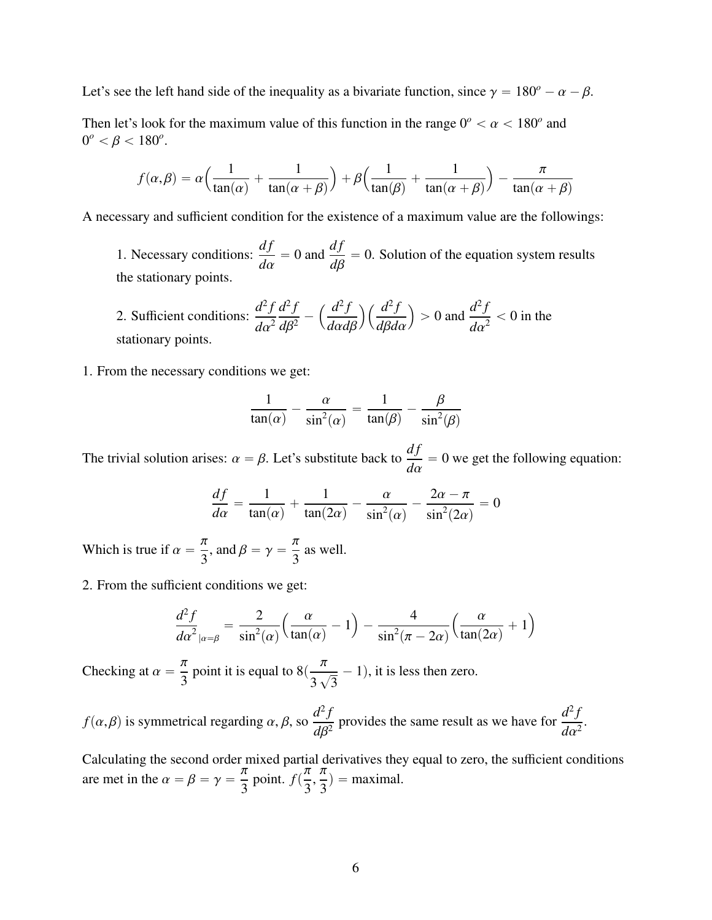Let's see the left hand side of the inequality as a bivariate function, since $\gamma = 180^o - \alpha - \beta$.

Then let's look for the maximum value of this function in the range $0^o < \alpha < 180^o$ and $0^o < \beta < 180^o$.

$$f(\alpha,\beta) = \alpha\Big(\frac{1}{\tan(\alpha)} + \frac{1}{\tan(\alpha+\beta)}\Big) + \beta\Big(\frac{1}{\tan(\beta)} + \frac{1}{\tan(\alpha+\beta)}\Big) - \frac{\pi}{\tan(\alpha+\beta)}$$

A necessary and sufficient condition for the existence of a maximum value are the followings:

1. Necessary conditions: $\dfrac{df}{d\alpha} = 0$ and $\dfrac{df}{d\beta} = 0$. Solution of the equation system results the stationary points.

2. Sufficient conditions: $\dfrac{d^2f}{d\alpha^2}\dfrac{d^2f}{d\beta^2} - \Big(\dfrac{d^2f}{d\alpha d\beta}\Big)\Big(\dfrac{d^2f}{d\beta d\alpha}\Big) > 0$ and $\dfrac{d^2f}{d\alpha^2} < 0$ in the stationary points.

1. From the necessary conditions we get:

$$\frac{1}{\tan(\alpha)} - \frac{\alpha}{\sin^2(\alpha)} = \frac{1}{\tan(\beta)} - \frac{\beta}{\sin^2(\beta)}$$

The trivial solution arises: $\alpha = \beta$. Let's substitute back to $\dfrac{df}{d\alpha} = 0$ we get the following equation:

$$\frac{df}{d\alpha} = \frac{1}{\tan(\alpha)} + \frac{1}{\tan(2\alpha)} - \frac{\alpha}{\sin^2(\alpha)} - \frac{2\alpha - \pi}{\sin^2(2\alpha)} = 0$$

Which is true if $\alpha = \dfrac{\pi}{3}$, and $\beta = \gamma = \dfrac{\pi}{3}$ as well.

2. From the sufficient conditions we get:

$$\frac{d^2f}{d\alpha^2}_{|\alpha=\beta} = \frac{2}{\sin^2(\alpha)}\Big(\frac{\alpha}{\tan(\alpha)} - 1\Big) - \frac{4}{\sin^2(\pi - 2\alpha)}\Big(\frac{\alpha}{\tan(2\alpha)} + 1\Big)$$

Checking at $\alpha = \dfrac{\pi}{3}$ point it is equal to $8(\dfrac{\pi}{3\sqrt{3}} - 1)$, it is less then zero.

$f(\alpha,\beta)$ is symmetrical regarding $\alpha, \beta$, so $\dfrac{d^2f}{d\beta^2}$ provides the same result as we have for $\dfrac{d^2f}{d\alpha^2}$.

Calculating the second order mixed partial derivatives they equal to zero, the sufficient conditions are met in the $\alpha = \beta = \gamma = \dfrac{\pi}{3}$ point. $f(\dfrac{\pi}{3}, \dfrac{\pi}{3}) =$ maximal.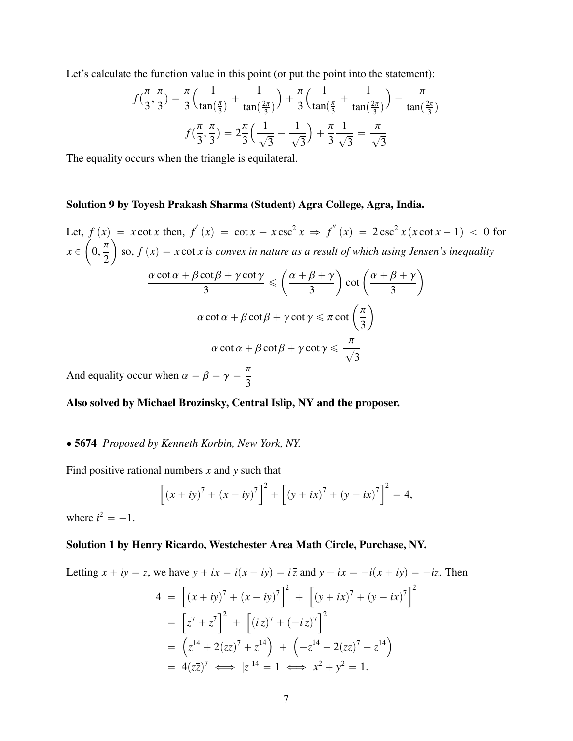Let's calculate the function value in this point (or put the point into the statement):

$$f(\frac{\pi}{3},\frac{\pi}{3}) = \frac{\pi}{3}\Big(\frac{1}{\tan(\frac{\pi}{3})}+\frac{1}{\tan(\frac{2\pi}{3})}\Big)+\frac{\pi}{3}\Big(\frac{1}{\tan(\frac{\pi}{3}}+\frac{1}{\tan(\frac{2\pi}{3})}\Big)-\frac{\pi}{\tan(\frac{2\pi}{3})}$$

$$f(\frac{\pi}{3},\frac{\pi}{3}) = 2\frac{\pi}{3}\Big(\frac{1}{\sqrt{3}}-\frac{1}{\sqrt{3}}\Big)+\frac{\pi}{3}\frac{1}{\sqrt{3}} = \frac{\pi}{\sqrt{3}}$$

The equality occurs when the triangle is equilateral.

**Solution 9 by Toyesh Prakash Sharma (Student) Agra College, Agra, India.**

Let, $f(x) = x\cot x$ then, $f'(x) = \cot x - x\csc^2 x \Rightarrow f''(x) = 2\csc^2 x\,(x\cot x - 1) < 0$ for $x \in \left(0,\frac{\pi}{2}\right)$ so, $f(x) = x\cot x$ *is convex in nature as a result of which using Jensen's inequality*

$$\frac{\alpha\cot\alpha+\beta\cot\beta+\gamma\cot\gamma}{3} \leqslant \left(\frac{\alpha+\beta+\gamma}{3}\right)\cot\left(\frac{\alpha+\beta+\gamma}{3}\right)$$

$$\alpha\cot\alpha+\beta\cot\beta+\gamma\cot\gamma \leqslant \pi\cot\left(\frac{\pi}{3}\right)$$

$$\alpha\cot\alpha+\beta\cot\beta+\gamma\cot\gamma \leqslant \frac{\pi}{\sqrt{3}}$$

And equality occur when $\alpha = \beta = \gamma = \dfrac{\pi}{3}$

**Also solved by Michael Brozinsky, Central Islip, NY and the proposer.**

• **5674** *Proposed by Kenneth Korbin, New York, NY.*

Find positive rational numbers $x$ and $y$ such that

$$\Big[(x+iy)^7+(x-iy)^7\Big]^2+\Big[(y+ix)^7+(y-ix)^7\Big]^2 = 4,$$

where $i^2 = -1$.

**Solution 1 by Henry Ricardo, Westchester Area Math Circle, Purchase, NY.**

Letting $x+iy = z$, we have $y+ix = i(x-iy) = i\,\overline{z}$ and $y-ix = -i(x+iy) = -iz$. Then

$$\begin{aligned}
4 &= \Big[(x+iy)^7+(x-iy)^7\Big]^2 + \Big[(y+ix)^7+(y-ix)^7\Big]^2 \\
&= \Big[z^7+\overline{z}^7\Big]^2 + \Big[(i\,\overline{z})^7+(-i\,z)^7\Big]^2 \\
&= \Big(z^{14}+2(z\overline{z})^7+\overline{z}^{14}\Big) + \Big(-\overline{z}^{14}+2(z\overline{z})^7-z^{14}\Big) \\
&= 4(z\overline{z})^7 \iff |z|^{14} = 1 \iff x^2+y^2 = 1.
\end{aligned}$$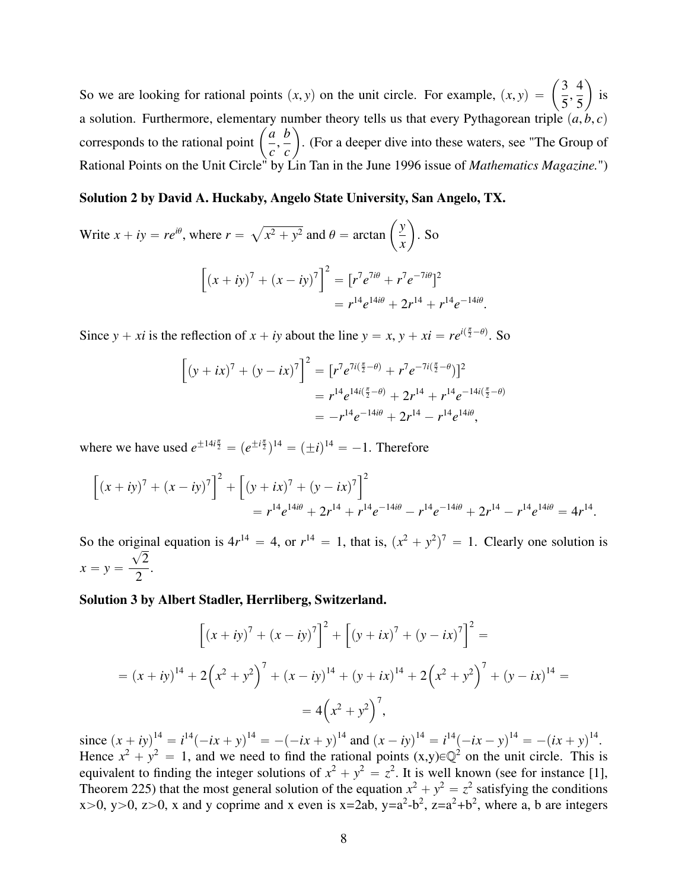So we are looking for rational points $(x, y)$ on the unit circle. For example, $(x, y) = \left(\frac{3}{5}, \frac{4}{5}\right)$ is a solution. Furthermore, elementary number theory tells us that every Pythagorean triple $(a, b, c)$ corresponds to the rational point $\left(\frac{a}{c}, \frac{b}{c}\right)$. (For a deeper dive into these waters, see "The Group of Rational Points on the Unit Circle" by Lin Tan in the June 1996 issue of *Mathematics Magazine.*")

**Solution 2 by David A. Huckaby, Angelo State University, San Angelo, TX.**

Write $x + iy = re^{i\theta}$, where $r = \sqrt{x^2 + y^2}$ and $\theta = \arctan\left(\frac{y}{x}\right)$. So

$$\begin{aligned}\left[(x+iy)^7 + (x-iy)^7\right]^2 &= [r^7 e^{7i\theta} + r^7 e^{-7i\theta}]^2 \\ &= r^{14} e^{14i\theta} + 2r^{14} + r^{14} e^{-14i\theta}.\end{aligned}$$

Since $y + xi$ is the reflection of $x + iy$ about the line $y = x$, $y + xi = re^{i(\frac{\pi}{2} - \theta)}$. So

$$\begin{aligned}\left[(y+ix)^7 + (y-ix)^7\right]^2 &= [r^7 e^{7i(\frac{\pi}{2}-\theta)} + r^7 e^{-7i(\frac{\pi}{2}-\theta)}]^2 \\ &= r^{14} e^{14i(\frac{\pi}{2}-\theta)} + 2r^{14} + r^{14} e^{-14i(\frac{\pi}{2}-\theta)} \\ &= -r^{14} e^{-14i\theta} + 2r^{14} - r^{14} e^{14i\theta},\end{aligned}$$

where we have used $e^{\pm 14i\frac{\pi}{2}} = (e^{\pm i\frac{\pi}{2}})^{14} = (\pm i)^{14} = -1$. Therefore

$$\begin{aligned}&\left[(x+iy)^7 + (x-iy)^7\right]^2 + \left[(y+ix)^7 + (y-ix)^7\right]^2 \\ &\qquad = r^{14} e^{14i\theta} + 2r^{14} + r^{14} e^{-14i\theta} - r^{14} e^{-14i\theta} + 2r^{14} - r^{14} e^{14i\theta} = 4r^{14}.\end{aligned}$$

So the original equation is $4r^{14} = 4$, or $r^{14} = 1$, that is, $(x^2 + y^2)^7 = 1$. Clearly one solution is $x = y = \frac{\sqrt{2}}{2}$.

**Solution 3 by Albert Stadler, Herrliberg, Switzerland.**

$$\begin{aligned}&\left[(x+iy)^7 + (x-iy)^7\right]^2 + \left[(y+ix)^7 + (y-ix)^7\right]^2 = \\ &= (x+iy)^{14} + 2\left(x^2+y^2\right)^7 + (x-iy)^{14} + (y+ix)^{14} + 2\left(x^2+y^2\right)^7 + (y-ix)^{14} = \\ &= 4\left(x^2+y^2\right)^7,\end{aligned}$$

since $(x+iy)^{14} = i^{14}(-ix+y)^{14} = -(-ix+y)^{14}$ and $(x-iy)^{14} = i^{14}(-ix-y)^{14} = -(ix+y)^{14}$. Hence $x^2 + y^2 = 1$, and we need to find the rational points $(x,y) \in \mathbb{Q}^2$ on the unit circle. This is equivalent to finding the integer solutions of $x^2 + y^2 = z^2$. It is well known (see for instance [1], Theorem 225) that the most general solution of the equation $x^2 + y^2 = z^2$ satisfying the conditions $x>0$, $y>0$, $z>0$, x and y coprime and x even is $x=2ab$, $y=a^2-b^2$, $z=a^2+b^2$, where a, b are integers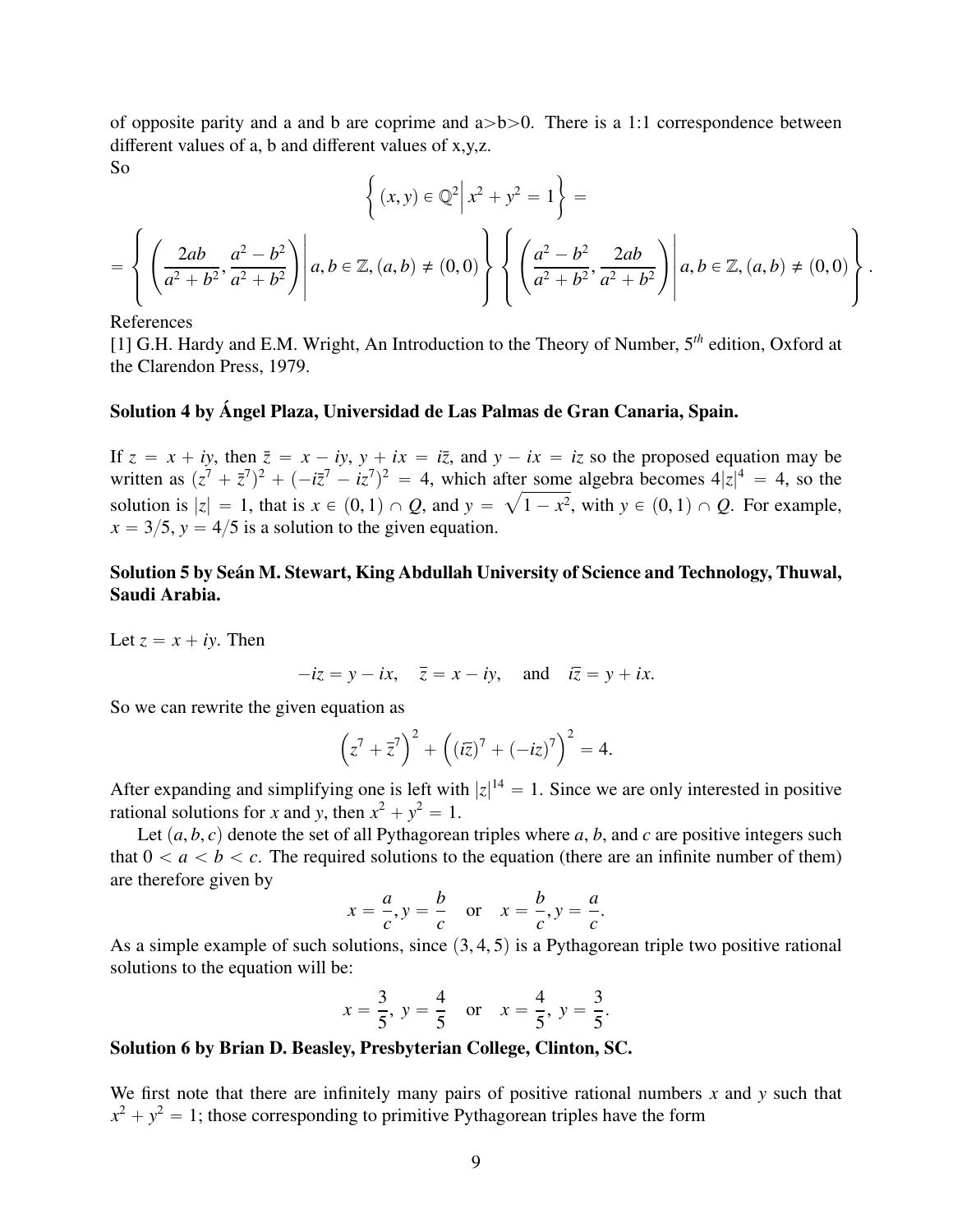of opposite parity and a and b are coprime and a>b>0. There is a 1:1 correspondence between different values of a, b and different values of x,y,z.

So

$$\left\{ (x, y) \in \mathbb{Q}^2 \middle| \, x^2 + y^2 = 1 \right\} =$$

$$= \left\{ \left( \frac{2ab}{a^2 + b^2}, \frac{a^2 - b^2}{a^2 + b^2} \right) \middle| \, a, b \in \mathbb{Z}, (a, b) \neq (0, 0) \right\} \left\{ \left( \frac{a^2 - b^2}{a^2 + b^2}, \frac{2ab}{a^2 + b^2} \right) \middle| \, a, b \in \mathbb{Z}, (a, b) \neq (0, 0) \right\}.$$

References

[1] G.H. Hardy and E.M. Wright, An Introduction to the Theory of Number, $5^{th}$ edition, Oxford at the Clarendon Press, 1979.

**Solution 4 by Ángel Plaza, Universidad de Las Palmas de Gran Canaria, Spain.**

If $z = x + iy$, then $\bar{z} = x - iy$, $y + ix = i\bar{z}$, and $y - ix = iz$ so the proposed equation may be written as $(z^7 + \bar{z}^7)^2 + (-i\bar{z}^7 - iz^7)^2 = 4$, which after some algebra becomes $4|z|^4 = 4$, so the solution is $|z| = 1$, that is $x \in (0, 1) \cap Q$, and $y = \sqrt{1 - x^2}$, with $y \in (0, 1) \cap Q$. For example, $x = 3/5$, $y = 4/5$ is a solution to the given equation.

**Solution 5 by Seán M. Stewart, King Abdullah University of Science and Technology, Thuwal, Saudi Arabia.**

Let $z = x + iy$. Then

$$-iz = y - ix, \quad \bar{z} = x - iy, \quad \text{and} \quad i\bar{z} = y + ix.$$

So we can rewrite the given equation as

$$\left(z^7 + \bar{z}^7\right)^2 + \left((i\bar{z})^7 + (-iz)^7\right)^2 = 4.$$

After expanding and simplifying one is left with $|z|^{14} = 1$. Since we are only interested in positive rational solutions for $x$ and $y$, then $x^2 + y^2 = 1$.

Let $(a, b, c)$ denote the set of all Pythagorean triples where $a$, $b$, and $c$ are positive integers such that $0 < a < b < c$. The required solutions to the equation (there are an infinite number of them) are therefore given by

$$x = \frac{a}{c}, y = \frac{b}{c} \quad \text{or} \quad x = \frac{b}{c}, y = \frac{a}{c}.$$

As a simple example of such solutions, since $(3, 4, 5)$ is a Pythagorean triple two positive rational solutions to the equation will be:

$$x = \frac{3}{5},\ y = \frac{4}{5} \quad \text{or} \quad x = \frac{4}{5},\ y = \frac{3}{5}.$$

**Solution 6 by Brian D. Beasley, Presbyterian College, Clinton, SC.**

We first note that there are infinitely many pairs of positive rational numbers $x$ and $y$ such that $x^2 + y^2 = 1$; those corresponding to primitive Pythagorean triples have the form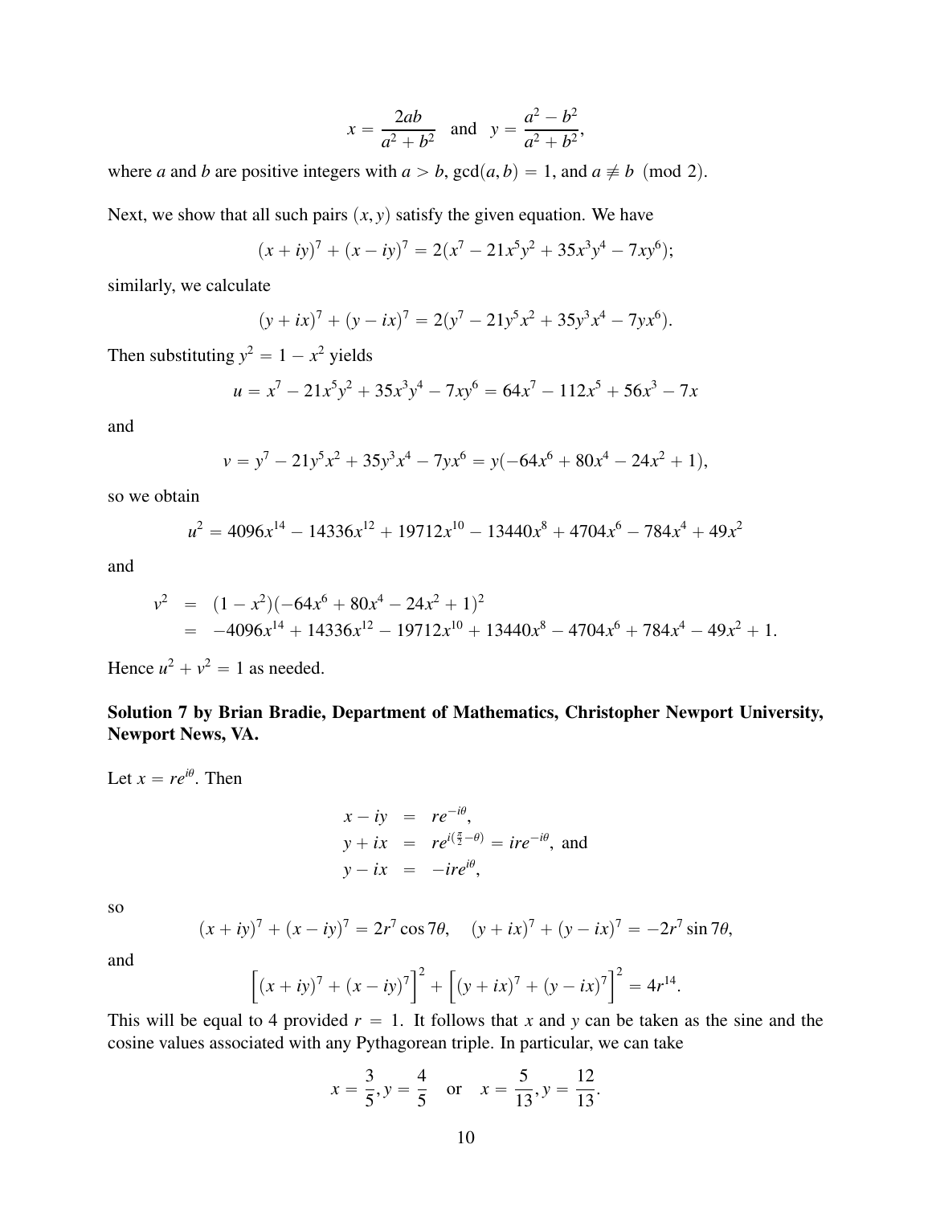$$x = \frac{2ab}{a^2+b^2} \quad \text{and} \quad y = \frac{a^2-b^2}{a^2+b^2},$$

where $a$ and $b$ are positive integers with $a > b$, $\gcd(a,b) = 1$, and $a \not\equiv b \pmod 2$.

Next, we show that all such pairs $(x,y)$ satisfy the given equation. We have

$$(x+iy)^7 + (x-iy)^7 = 2(x^7 - 21x^5y^2 + 35x^3y^4 - 7xy^6);$$

similarly, we calculate

$$(y+ix)^7 + (y-ix)^7 = 2(y^7 - 21y^5x^2 + 35y^3x^4 - 7yx^6).$$

Then substituting $y^2 = 1 - x^2$ yields

$$u = x^7 - 21x^5y^2 + 35x^3y^4 - 7xy^6 = 64x^7 - 112x^5 + 56x^3 - 7x$$

and

$$v = y^7 - 21y^5x^2 + 35y^3x^4 - 7yx^6 = y(-64x^6 + 80x^4 - 24x^2 + 1),$$

so we obtain

$$u^2 = 4096x^{14} - 14336x^{12} + 19712x^{10} - 13440x^8 + 4704x^6 - 784x^4 + 49x^2$$

and

$$\begin{aligned} v^2 &= (1-x^2)(-64x^6 + 80x^4 - 24x^2 + 1)^2 \\ &= -4096x^{14} + 14336x^{12} - 19712x^{10} + 13440x^8 - 4704x^6 + 784x^4 - 49x^2 + 1. \end{aligned}$$

Hence $u^2 + v^2 = 1$ as needed.

**Solution 7 by Brian Bradie, Department of Mathematics, Christopher Newport University, Newport News, VA.**

Let $x = re^{i\theta}$. Then

$$\begin{aligned} x - iy &= re^{-i\theta}, \\ y + ix &= re^{i(\frac{\pi}{2}-\theta)} = ire^{-i\theta}, \text{ and} \\ y - ix &= -ire^{i\theta}, \end{aligned}$$

so

$$(x+iy)^7 + (x-iy)^7 = 2r^7\cos 7\theta, \quad (y+ix)^7 + (y-ix)^7 = -2r^7 \sin 7\theta,$$

and

$$\Big[(x+iy)^7 + (x-iy)^7\Big]^2 + \Big[(y+ix)^7 + (y-ix)^7\Big]^2 = 4r^{14}.$$

This will be equal to 4 provided $r = 1$. It follows that $x$ and $y$ can be taken as the sine and the cosine values associated with any Pythagorean triple. In particular, we can take

$$x = \frac{3}{5}, y = \frac{4}{5} \quad \text{or} \quad x = \frac{5}{13}, y = \frac{12}{13}.$$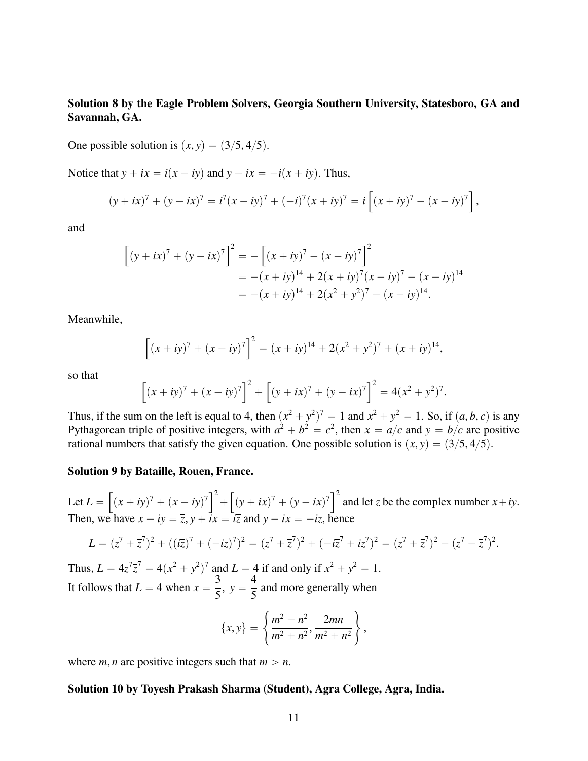**Solution 8 by the Eagle Problem Solvers, Georgia Southern University, Statesboro, GA and Savannah, GA.**

One possible solution is $(x, y) = (3/5, 4/5)$.

Notice that $y + ix = i(x - iy)$ and $y - ix = -i(x + iy)$. Thus,

$$(y + ix)^7 + (y - ix)^7 = i^7(x - iy)^7 + (-i)^7(x + iy)^7 = i\left[(x + iy)^7 - (x - iy)^7\right],$$

and

$$\begin{aligned}\left[(y + ix)^7 + (y - ix)^7\right]^2 &= -\left[(x + iy)^7 - (x - iy)^7\right]^2 \\ &= -(x + iy)^{14} + 2(x + iy)^7(x - iy)^7 - (x - iy)^{14} \\ &= -(x + iy)^{14} + 2(x^2 + y^2)^7 - (x - iy)^{14}.\end{aligned}$$

Meanwhile,

$$\left[(x + iy)^7 + (x - iy)^7\right]^2 = (x + iy)^{14} + 2(x^2 + y^2)^7 + (x + iy)^{14},$$

so that

$$\left[(x + iy)^7 + (x - iy)^7\right]^2 + \left[(y + ix)^7 + (y - ix)^7\right]^2 = 4(x^2 + y^2)^7.$$

Thus, if the sum on the left is equal to 4, then $(x^2 + y^2)^7 = 1$ and $x^2 + y^2 = 1$. So, if $(a, b, c)$ is any Pythagorean triple of positive integers, with $a^2 + b^2 = c^2$, then $x = a/c$ and $y = b/c$ are positive rational numbers that satisfy the given equation. One possible solution is $(x, y) = (3/5, 4/5)$.

**Solution 9 by Bataille, Rouen, France.**

Let $L = \left[(x + iy)^7 + (x - iy)^7\right]^2 + \left[(y + ix)^7 + (y - ix)^7\right]^2$ and let $z$ be the complex number $x + iy$. Then, we have $x - iy = \overline{z}, y + ix = i\overline{z}$ and $y - ix = -iz$, hence

$$L = (z^7 + \overline{z}^7)^2 + ((i\overline{z})^7 + (-iz)^7)^2 = (z^7 + \overline{z}^7)^2 + (-i\overline{z}^7 + iz^7)^2 = (z^7 + \overline{z}^7)^2 - (z^7 - \overline{z}^7)^2.$$

Thus, $L = 4z^7\overline{z}^7 = 4(x^2 + y^2)^7$ and $L = 4$ if and only if $x^2 + y^2 = 1$.
It follows that $L = 4$ when $x = \dfrac{3}{5},\ y = \dfrac{4}{5}$ and more generally when

$$\{x, y\} = \left\{\frac{m^2 - n^2}{m^2 + n^2}, \frac{2mn}{m^2 + n^2}\right\},$$

where $m, n$ are positive integers such that $m > n$.

**Solution 10 by Toyesh Prakash Sharma (Student), Agra College, Agra, India.**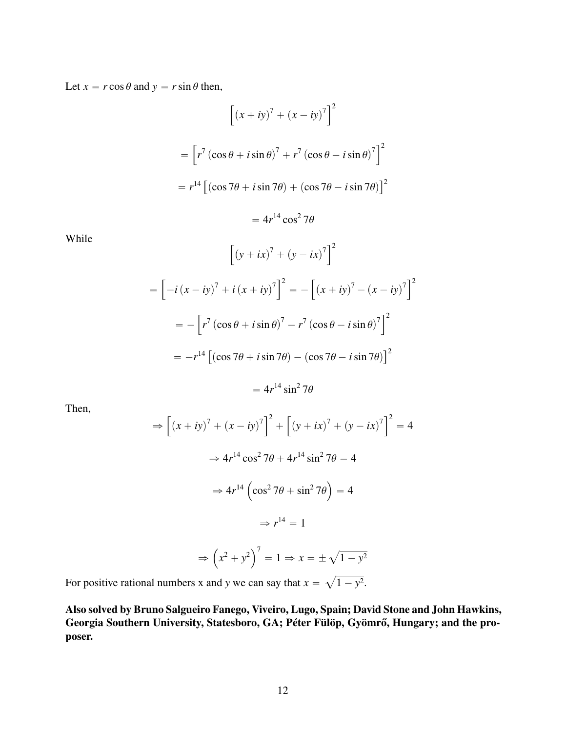Let $x = r\cos\theta$ and $y = r\sin\theta$ then,

$$\left[(x+iy)^7 + (x-iy)^7\right]^2$$

$$= \left[r^7(\cos\theta + i\sin\theta)^7 + r^7(\cos\theta - i\sin\theta)^7\right]^2$$

$$= r^{14}\left[(\cos 7\theta + i\sin 7\theta) + (\cos 7\theta - i\sin 7\theta)\right]^2$$

$$= 4r^{14}\cos^2 7\theta$$

While

$$\left[(y+ix)^7 + (y-ix)^7\right]^2$$

$$= \left[-i(x-iy)^7 + i(x+iy)^7\right]^2 = -\left[(x+iy)^7 - (x-iy)^7\right]^2$$

$$= -\left[r^7(\cos\theta + i\sin\theta)^7 - r^7(\cos\theta - i\sin\theta)^7\right]^2$$

$$= -r^{14}\left[(\cos 7\theta + i\sin 7\theta) - (\cos 7\theta - i\sin 7\theta)\right]^2$$

$$= 4r^{14}\sin^2 7\theta$$

Then,

$$\Rightarrow \left[(x+iy)^7 + (x-iy)^7\right]^2 + \left[(y+ix)^7 + (y-ix)^7\right]^2 = 4$$

$$\Rightarrow 4r^{14}\cos^2 7\theta + 4r^{14}\sin^2 7\theta = 4$$

$$\Rightarrow 4r^{14}\left(\cos^2 7\theta + \sin^2 7\theta\right) = 4$$

$$\Rightarrow r^{14} = 1$$

$$\Rightarrow \left(x^2+y^2\right)^7 = 1 \Rightarrow x = \pm\sqrt{1-y^2}$$

For positive rational numbers x and $y$ we can say that $x = \sqrt{1-y^2}$.

**Also solved by Bruno Salgueiro Fanego, Viveiro, Lugo, Spain; David Stone and John Hawkins, Georgia Southern University, Statesboro, GA; Péter Fülöp, Gyömrő, Hungary; and the proposer.**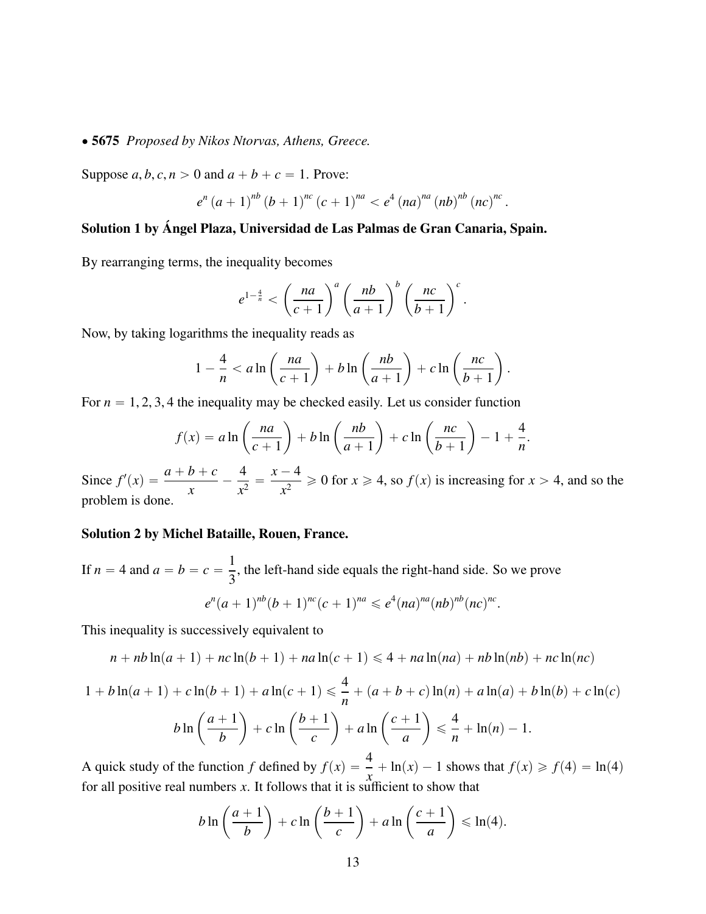• **5675** *Proposed by Nikos Ntorvas, Athens, Greece.*

Suppose $a, b, c, n > 0$ and $a + b + c = 1$. Prove:

$$e^n (a+1)^{nb} (b+1)^{nc} (c+1)^{na} < e^4 (na)^{na} (nb)^{nb} (nc)^{nc}.$$

**Solution 1 by Ángel Plaza, Universidad de Las Palmas de Gran Canaria, Spain.**

By rearranging terms, the inequality becomes

$$e^{1-\frac{4}{n}} < \left(\frac{na}{c+1}\right)^a \left(\frac{nb}{a+1}\right)^b \left(\frac{nc}{b+1}\right)^c.$$

Now, by taking logarithms the inequality reads as

$$1 - \frac{4}{n} < a \ln\left(\frac{na}{c+1}\right) + b \ln\left(\frac{nb}{a+1}\right) + c \ln\left(\frac{nc}{b+1}\right).$$

For $n = 1, 2, 3, 4$ the inequality may be checked easily. Let us consider function

$$f(x) = a \ln\left(\frac{na}{c+1}\right) + b \ln\left(\frac{nb}{a+1}\right) + c \ln\left(\frac{nc}{b+1}\right) - 1 + \frac{4}{n}.$$

Since $f'(x) = \dfrac{a+b+c}{x} - \dfrac{4}{x^2} = \dfrac{x-4}{x^2} \geqslant 0$ for $x \geqslant 4$, so $f(x)$ is increasing for $x > 4$, and so the problem is done.

**Solution 2 by Michel Bataille, Rouen, France.**

If $n = 4$ and $a = b = c = \dfrac{1}{3}$, the left-hand side equals the right-hand side. So we prove

$$e^n (a+1)^{nb} (b+1)^{nc} (c+1)^{na} \leqslant e^4 (na)^{na} (nb)^{nb} (nc)^{nc}.$$

This inequality is successively equivalent to

$$n + nb\ln(a+1) + nc\ln(b+1) + na\ln(c+1) \leqslant 4 + na\ln(na) + nb\ln(nb) + nc\ln(nc)$$

$$1 + b\ln(a+1) + c\ln(b+1) + a\ln(c+1) \leqslant \frac{4}{n} + (a+b+c)\ln(n) + a\ln(a) + b\ln(b) + c\ln(c)$$

$$b\ln\left(\frac{a+1}{b}\right) + c\ln\left(\frac{b+1}{c}\right) + a\ln\left(\frac{c+1}{a}\right) \leqslant \frac{4}{n} + \ln(n) - 1.$$

A quick study of the function $f$ defined by $f(x) = \dfrac{4}{x} + \ln(x) - 1$ shows that $f(x) \geqslant f(4) = \ln(4)$ for all positive real numbers $x$. It follows that it is sufficient to show that

$$b\ln\left(\frac{a+1}{b}\right) + c\ln\left(\frac{b+1}{c}\right) + a\ln\left(\frac{c+1}{a}\right) \leqslant \ln(4).$$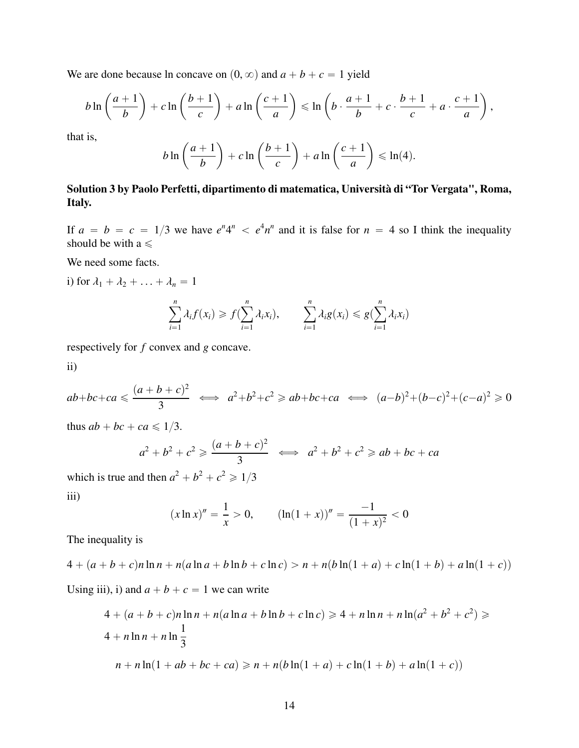We are done because ln concave on $(0, \infty)$ and $a + b + c = 1$ yield

$$b \ln\left(\frac{a+1}{b}\right) + c \ln\left(\frac{b+1}{c}\right) + a \ln\left(\frac{c+1}{a}\right) \leqslant \ln\left(b \cdot \frac{a+1}{b} + c \cdot \frac{b+1}{c} + a \cdot \frac{c+1}{a}\right),$$

that is,

$$b \ln\left(\frac{a+1}{b}\right) + c \ln\left(\frac{b+1}{c}\right) + a \ln\left(\frac{c+1}{a}\right) \leqslant \ln(4).$$

**Solution 3 by Paolo Perfetti, dipartimento di matematica, Università di "Tor Vergata", Roma, Italy.**

If $a = b = c = 1/3$ we have $e^n 4^n < e^4 n^n$ and it is false for $n = 4$ so I think the inequality should be with a $\leqslant$

We need some facts.

i) for $\lambda_1 + \lambda_2 + \ldots + \lambda_n = 1$

$$\sum_{i=1}^{n} \lambda_i f(x_i) \geqslant f(\sum_{i=1}^{n} \lambda_i x_i), \qquad \sum_{i=1}^{n} \lambda_i g(x_i) \leqslant g(\sum_{i=1}^{n} \lambda_i x_i)$$

respectively for $f$ convex and $g$ concave.

ii)

$$ab+bc+ca \leqslant \frac{(a+b+c)^2}{3} \iff a^2+b^2+c^2 \geqslant ab+bc+ca \iff (a-b)^2+(b-c)^2+(c-a)^2 \geqslant 0$$

thus $ab + bc + ca \leqslant 1/3$.

$$a^2 + b^2 + c^2 \geqslant \frac{(a+b+c)^2}{3} \iff a^2 + b^2 + c^2 \geqslant ab + bc + ca$$

which is true and then $a^2 + b^2 + c^2 \geqslant 1/3$

iii)

$$(x \ln x)'' = \frac{1}{x} > 0, \qquad (\ln(1+x))'' = \frac{-1}{(1+x)^2} < 0$$

The inequality is

$$4 + (a+b+c)n \ln n + n(a \ln a + b \ln b + c \ln c) > n + n(b \ln(1+a) + c \ln(1+b) + a \ln(1+c))$$

Using iii), i) and $a + b + c = 1$ we can write

$$4 + (a+b+c)n \ln n + n(a \ln a + b \ln b + c \ln c) \geqslant 4 + n \ln n + n \ln(a^2 + b^2 + c^2) \geqslant$$
$$4 + n \ln n + n \ln \frac{1}{3}$$

$$n + n \ln(1 + ab + bc + ca) \geqslant n + n(b \ln(1+a) + c \ln(1+b) + a \ln(1+c))$$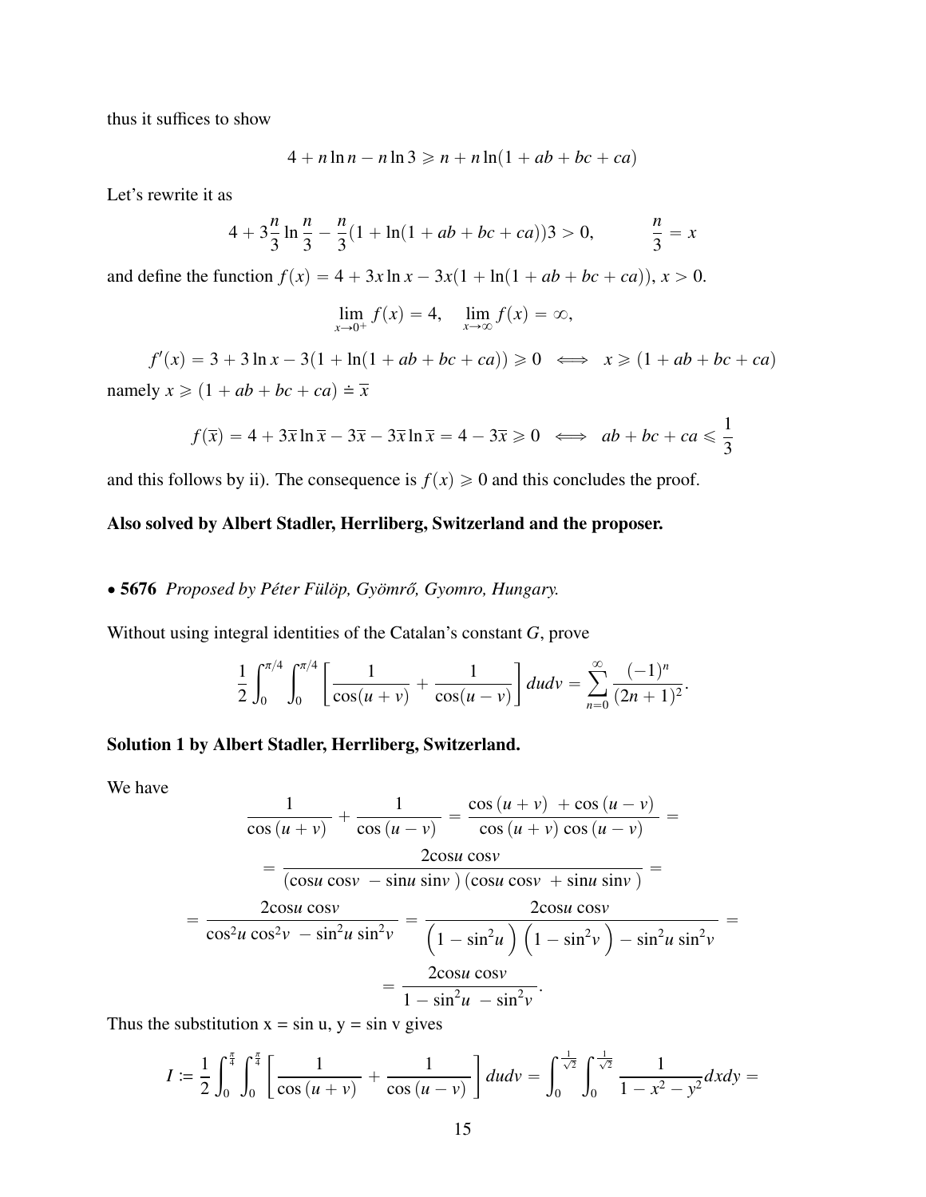thus it suffices to show

$$4 + n\ln n - n\ln 3 \geqslant n + n\ln(1 + ab + bc + ca)$$

Let's rewrite it as

$$4 + 3\frac{n}{3}\ln\frac{n}{3} - \frac{n}{3}(1 + \ln(1 + ab + bc + ca))3 > 0, \qquad \frac{n}{3} = x$$

and define the function $f(x) = 4 + 3x\ln x - 3x(1 + \ln(1 + ab + bc + ca))$, $x > 0$.

$$\lim_{x\to 0^+} f(x) = 4, \quad \lim_{x\to\infty} f(x) = \infty,$$

$$f'(x) = 3 + 3\ln x - 3(1 + \ln(1 + ab + bc + ca)) \geqslant 0 \iff x \geqslant (1 + ab + bc + ca)$$

namely $x \geqslant (1 + ab + bc + ca) \doteq \overline{x}$

$$f(\overline{x}) = 4 + 3\overline{x}\ln\overline{x} - 3\overline{x} - 3\overline{x}\ln\overline{x} = 4 - 3\overline{x} \geqslant 0 \iff ab + bc + ca \leqslant \frac{1}{3}$$

and this follows by ii). The consequence is $f(x) \geqslant 0$ and this concludes the proof.

**Also solved by Albert Stadler, Herrliberg, Switzerland and the proposer.**

• **5676** *Proposed by Péter Fülöp, Gyömrő, Gyomro, Hungary.*

Without using integral identities of the Catalan's constant $G$, prove

$$\frac{1}{2}\int_0^{\pi/4}\int_0^{\pi/4}\left[\frac{1}{\cos(u+v)} + \frac{1}{\cos(u-v)}\right]dudv = \sum_{n=0}^{\infty}\frac{(-1)^n}{(2n+1)^2}.$$

**Solution 1 by Albert Stadler, Herrliberg, Switzerland.**

We have

$$\frac{1}{\cos(u+v)} + \frac{1}{\cos(u-v)} = \frac{\cos(u+v) + \cos(u-v)}{\cos(u+v)\cos(u-v)} =$$

$$= \frac{2\cos u\cos v}{(\cos u\cos v - \sin u\sin v)(\cos u\cos v + \sin u\sin v)} =$$

$$= \frac{2\cos u\cos v}{\cos^2 u\cos^2 v - \sin^2 u\sin^2 v} = \frac{2\cos u\cos v}{\left(1 - \sin^2 u\right)\left(1 - \sin^2 v\right) - \sin^2 u\sin^2 v} =$$

$$= \frac{2\cos u\cos v}{1 - \sin^2 u - \sin^2 v}.$$

Thus the substitution $x = \sin u$, $y = \sin v$ gives

$$I := \frac{1}{2}\int_0^{\frac{\pi}{4}}\int_0^{\frac{\pi}{4}}\left[\frac{1}{\cos(u+v)} + \frac{1}{\cos(u-v)}\right]dudv = \int_0^{\frac{1}{\sqrt{2}}}\int_0^{\frac{1}{\sqrt{2}}}\frac{1}{1 - x^2 - y^2}dxdy =$$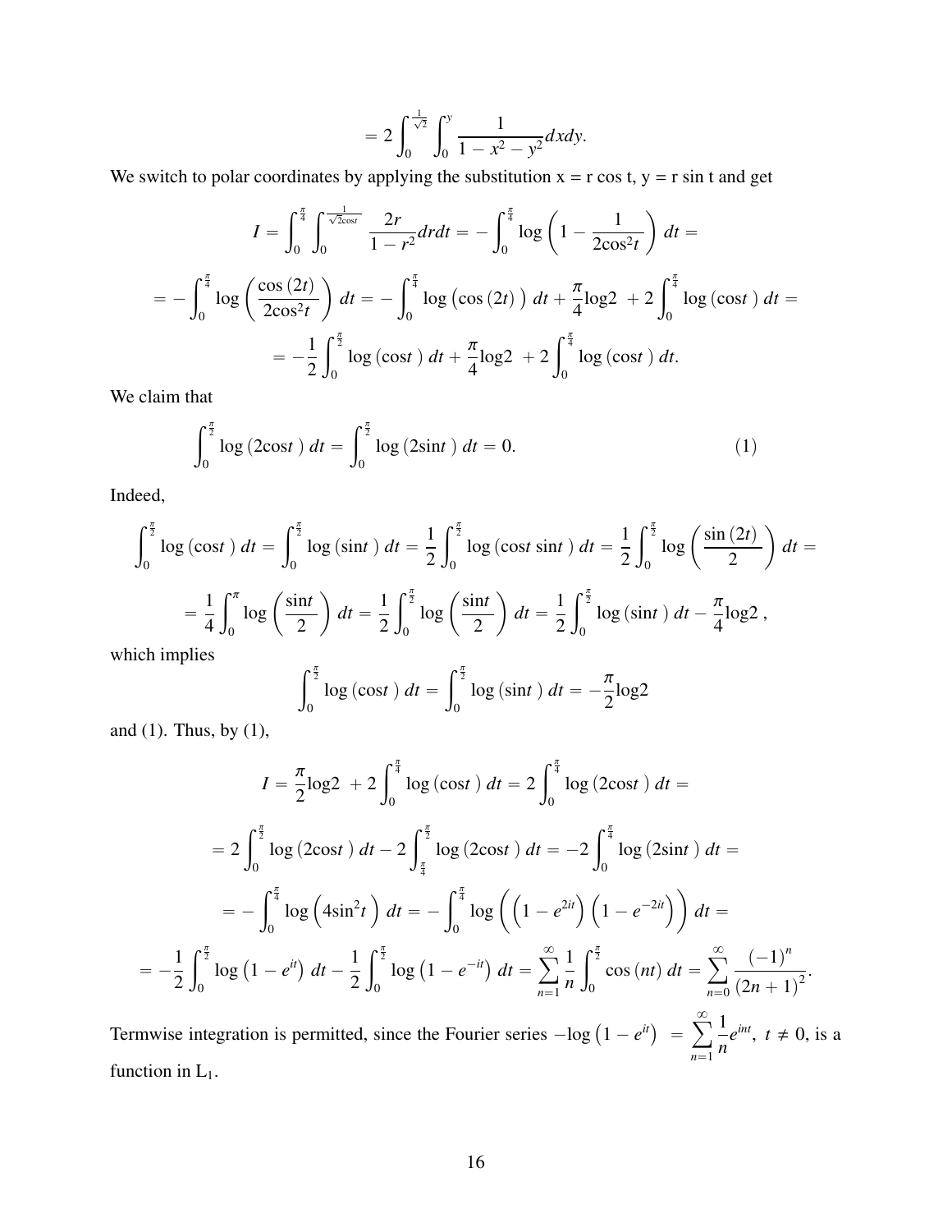$$= 2\int_0^{\frac{1}{\sqrt{2}}}\int_0^y \frac{1}{1-x^2-y^2}dxdy.$$

We switch to polar coordinates by applying the substitution x = r cos t, y = r sin t and get

$$I = \int_0^{\frac{\pi}{4}}\int_0^{\frac{1}{\sqrt{2}\cos t}} \frac{2r}{1-r^2}drdt = -\int_0^{\frac{\pi}{4}} \log\left(1-\frac{1}{2\cos^2 t}\right)dt =$$

$$= -\int_0^{\frac{\pi}{4}} \log\left(\frac{\cos(2t)}{2\cos^2 t}\right)dt = -\int_0^{\frac{\pi}{4}} \log\left(\cos(2t)\right)dt + \frac{\pi}{4}\log 2 + 2\int_0^{\frac{\pi}{4}} \log(\cos t)\,dt =$$

$$= -\frac{1}{2}\int_0^{\frac{\pi}{2}} \log(\cos t)\,dt + \frac{\pi}{4}\log 2 + 2\int_0^{\frac{\pi}{4}} \log(\cos t)\,dt.$$

We claim that

$$\int_0^{\frac{\pi}{2}} \log(2\cos t)\,dt = \int_0^{\frac{\pi}{2}} \log(2\sin t)\,dt = 0. \tag{1}$$

Indeed,

$$\int_0^{\frac{\pi}{2}} \log(\cos t)\,dt = \int_0^{\frac{\pi}{2}} \log(\sin t)\,dt = \frac{1}{2}\int_0^{\frac{\pi}{2}} \log(\cos t\sin t)\,dt = \frac{1}{2}\int_0^{\frac{\pi}{2}} \log\left(\frac{\sin(2t)}{2}\right)dt =$$

$$= \frac{1}{4}\int_0^{\pi} \log\left(\frac{\sin t}{2}\right)dt = \frac{1}{2}\int_0^{\frac{\pi}{2}} \log\left(\frac{\sin t}{2}\right)dt = \frac{1}{2}\int_0^{\frac{\pi}{2}} \log(\sin t)\,dt - \frac{\pi}{4}\log 2,$$

which implies

$$\int_0^{\frac{\pi}{2}} \log(\cos t)\,dt = \int_0^{\frac{\pi}{2}} \log(\sin t)\,dt = -\frac{\pi}{2}\log 2$$

and (1). Thus, by (1),

$$I = \frac{\pi}{2}\log 2 + 2\int_0^{\frac{\pi}{4}} \log(\cos t)\,dt = 2\int_0^{\frac{\pi}{4}} \log(2\cos t)\,dt =$$

$$= 2\int_0^{\frac{\pi}{2}} \log(2\cos t)\,dt - 2\int_{\frac{\pi}{4}}^{\frac{\pi}{2}} \log(2\cos t)\,dt = -2\int_0^{\frac{\pi}{4}} \log(2\sin t)\,dt =$$

$$= -\int_0^{\frac{\pi}{4}} \log\left(4\sin^2 t\right)dt = -\int_0^{\frac{\pi}{4}} \log\left(\left(1-e^{2it}\right)\left(1-e^{-2it}\right)\right)dt =$$

$$= -\frac{1}{2}\int_0^{\frac{\pi}{2}} \log\left(1-e^{it}\right)dt - \frac{1}{2}\int_0^{\frac{\pi}{2}} \log\left(1-e^{-it}\right)dt = \sum_{n=1}^{\infty}\frac{1}{n}\int_0^{\frac{\pi}{2}} \cos(nt)\,dt = \sum_{n=0}^{\infty}\frac{(-1)^n}{(2n+1)^2}.$$

Termwise integration is permitted, since the Fourier series $-\log\left(1-e^{it}\right) = \sum_{n=1}^{\infty}\frac{1}{n}e^{int},\ t \neq 0$, is a function in $L_1$.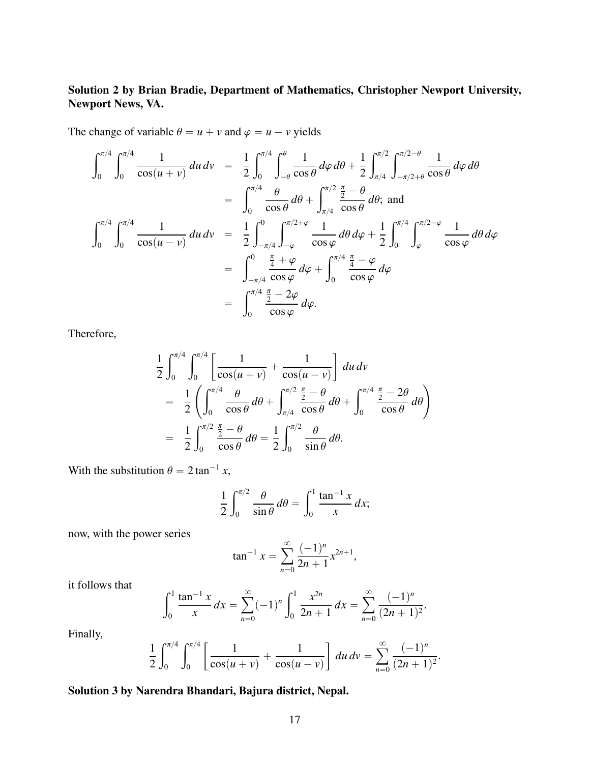**Solution 2 by Brian Bradie, Department of Mathematics, Christopher Newport University, Newport News, VA.**

The change of variable $\theta = u + v$ and $\varphi = u - v$ yields

$$
\begin{aligned}
\int_0^{\pi/4}\int_0^{\pi/4} \frac{1}{\cos(u+v)}\,du\,dv &= \frac{1}{2}\int_0^{\pi/4}\int_{-\theta}^{\theta} \frac{1}{\cos\theta}\,d\varphi\,d\theta + \frac{1}{2}\int_{\pi/4}^{\pi/2}\int_{-\pi/2+\theta}^{\pi/2-\theta} \frac{1}{\cos\theta}\,d\varphi\,d\theta \\
&= \int_0^{\pi/4} \frac{\theta}{\cos\theta}\,d\theta + \int_{\pi/4}^{\pi/2} \frac{\frac{\pi}{2}-\theta}{\cos\theta}\,d\theta; \text{ and} \\
\int_0^{\pi/4}\int_0^{\pi/4} \frac{1}{\cos(u-v)}\,du\,dv &= \frac{1}{2}\int_{-\pi/4}^{0}\int_{-\varphi}^{\pi/2+\varphi} \frac{1}{\cos\varphi}\,d\theta\,d\varphi + \frac{1}{2}\int_0^{\pi/4}\int_{\varphi}^{\pi/2-\varphi} \frac{1}{\cos\varphi}\,d\theta\,d\varphi \\
&= \int_{-\pi/4}^{0} \frac{\frac{\pi}{4}+\varphi}{\cos\varphi}\,d\varphi + \int_0^{\pi/4} \frac{\frac{\pi}{4}-\varphi}{\cos\varphi}\,d\varphi \\
&= \int_0^{\pi/4} \frac{\frac{\pi}{2}-2\varphi}{\cos\varphi}\,d\varphi.
\end{aligned}
$$

Therefore,

$$
\begin{aligned}
&\frac{1}{2}\int_0^{\pi/4}\int_0^{\pi/4} \left[\frac{1}{\cos(u+v)} + \frac{1}{\cos(u-v)}\right]\,du\,dv \\
&= \frac{1}{2}\left(\int_0^{\pi/4} \frac{\theta}{\cos\theta}\,d\theta + \int_{\pi/4}^{\pi/2} \frac{\frac{\pi}{2}-\theta}{\cos\theta}\,d\theta + \int_0^{\pi/4} \frac{\frac{\pi}{2}-2\theta}{\cos\theta}\,d\theta\right) \\
&= \frac{1}{2}\int_0^{\pi/2} \frac{\frac{\pi}{2}-\theta}{\cos\theta}\,d\theta = \frac{1}{2}\int_0^{\pi/2} \frac{\theta}{\sin\theta}\,d\theta.
\end{aligned}
$$

With the substitution $\theta = 2\tan^{-1} x$,

$$
\frac{1}{2}\int_0^{\pi/2} \frac{\theta}{\sin\theta}\,d\theta = \int_0^1 \frac{\tan^{-1} x}{x}\,dx;
$$

now, with the power series

$$
\tan^{-1} x = \sum_{n=0}^{\infty} \frac{(-1)^n}{2n+1} x^{2n+1},
$$

it follows that

$$
\int_0^1 \frac{\tan^{-1} x}{x}\,dx = \sum_{n=0}^{\infty} (-1)^n \int_0^1 \frac{x^{2n}}{2n+1}\,dx = \sum_{n=0}^{\infty} \frac{(-1)^n}{(2n+1)^2}.
$$

Finally,

$$
\frac{1}{2}\int_0^{\pi/4}\int_0^{\pi/4} \left[\frac{1}{\cos(u+v)} + \frac{1}{\cos(u-v)}\right]\,du\,dv = \sum_{n=0}^{\infty} \frac{(-1)^n}{(2n+1)^2}.
$$

**Solution 3 by Narendra Bhandari, Bajura district, Nepal.**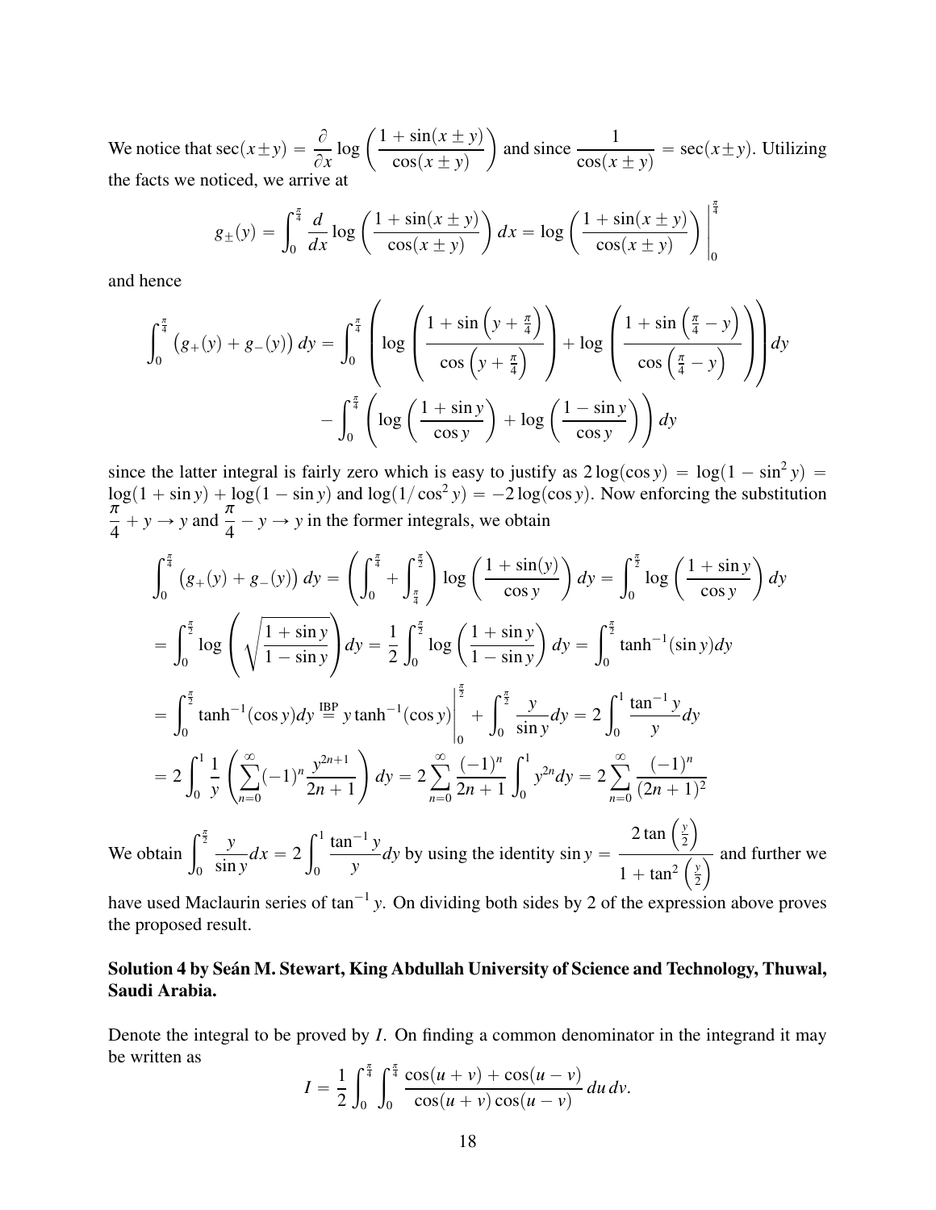We notice that $\sec(x \pm y) = \dfrac{\partial}{\partial x} \log\left(\dfrac{1+\sin(x\pm y)}{\cos(x \pm y)}\right)$ and since $\dfrac{1}{\cos(x\pm y)} = \sec(x \pm y)$. Utilizing the facts we noticed, we arrive at

$$g_{\pm}(y) = \int_0^{\frac{\pi}{4}} \frac{d}{dx} \log\left(\frac{1+\sin(x\pm y)}{\cos(x\pm y)}\right) dx = \log\left(\frac{1+\sin(x\pm y)}{\cos(x\pm y)}\right)\Bigg|_0^{\frac{\pi}{4}}$$

and hence

$$\int_0^{\frac{\pi}{4}} \big(g_+(y) + g_-(y)\big)\, dy = \int_0^{\frac{\pi}{4}} \left(\log\left(\frac{1+\sin\left(y+\frac{\pi}{4}\right)}{\cos\left(y+\frac{\pi}{4}\right)}\right) + \log\left(\frac{1+\sin\left(\frac{\pi}{4}-y\right)}{\cos\left(\frac{\pi}{4}-y\right)}\right)\right) dy$$
$$- \int_0^{\frac{\pi}{4}} \left(\log\left(\frac{1+\sin y}{\cos y}\right) + \log\left(\frac{1-\sin y}{\cos y}\right)\right) dy$$

since the latter integral is fairly zero which is easy to justify as $2\log(\cos y) = \log(1-\sin^2 y) = \log(1+\sin y) + \log(1-\sin y)$ and $\log(1/\cos^2 y) = -2\log(\cos y)$. Now enforcing the substitution $\dfrac{\pi}{4} + y \to y$ and $\dfrac{\pi}{4} - y \to y$ in the former integrals, we obtain

$$\int_0^{\frac{\pi}{4}} \big(g_+(y) + g_-(y)\big)\, dy = \left(\int_0^{\frac{\pi}{4}} + \int_{\frac{\pi}{4}}^{\frac{\pi}{2}}\right) \log\left(\frac{1+\sin(y)}{\cos y}\right) dy = \int_0^{\frac{\pi}{2}} \log\left(\frac{1+\sin y}{\cos y}\right) dy$$
$$= \int_0^{\frac{\pi}{2}} \log\left(\sqrt{\frac{1+\sin y}{1-\sin y}}\right) dy = \frac{1}{2}\int_0^{\frac{\pi}{2}} \log\left(\frac{1+\sin y}{1-\sin y}\right) dy = \int_0^{\frac{\pi}{2}} \tanh^{-1}(\sin y) dy$$
$$= \int_0^{\frac{\pi}{2}} \tanh^{-1}(\cos y) dy \overset{\text{IBP}}{=} y \tanh^{-1}(\cos y)\Bigg|_0^{\frac{\pi}{2}} + \int_0^{\frac{\pi}{2}} \frac{y}{\sin y} dy = 2\int_0^1 \frac{\tan^{-1} y}{y} dy$$
$$= 2\int_0^1 \frac{1}{y}\left(\sum_{n=0}^{\infty} (-1)^n \frac{y^{2n+1}}{2n+1}\right) dy = 2\sum_{n=0}^{\infty} \frac{(-1)^n}{2n+1} \int_0^1 y^{2n} dy = 2\sum_{n=0}^{\infty} \frac{(-1)^n}{(2n+1)^2}$$

We obtain $\displaystyle\int_0^{\frac{\pi}{2}} \frac{y}{\sin y} dx = 2\int_0^1 \frac{\tan^{-1} y}{y} dy$ by using the identity $\sin y = \dfrac{2\tan\left(\frac{y}{2}\right)}{1+\tan^2\left(\frac{y}{2}\right)}$ and further we have used Maclaurin series of $\tan^{-1} y$. On dividing both sides by 2 of the expression above proves the proposed result.

**Solution 4 by Seán M. Stewart, King Abdullah University of Science and Technology, Thuwal, Saudi Arabia.**

Denote the integral to be proved by $I$. On finding a common denominator in the integrand it may be written as

$$I = \frac{1}{2}\int_0^{\frac{\pi}{4}} \int_0^{\frac{\pi}{4}} \frac{\cos(u+v) + \cos(u-v)}{\cos(u+v)\cos(u-v)}\, du\, dv.$$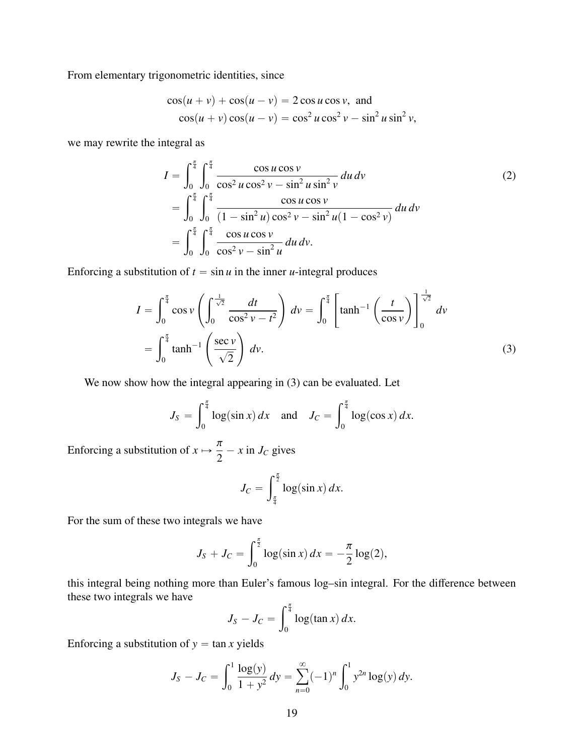From elementary trigonometric identities, since

$$\begin{aligned}
\cos(u+v)+\cos(u-v) &= 2\cos u\cos v, \text{ and} \\
\cos(u+v)\cos(u-v) &= \cos^2 u\cos^2 v - \sin^2 u \sin^2 v,
\end{aligned}$$

we may rewrite the integral as

$$\begin{aligned}
I &= \int_0^{\frac{\pi}{4}}\int_0^{\frac{\pi}{4}} \frac{\cos u \cos v}{\cos^2 u \cos^2 v - \sin^2 u \sin^2 v}\, du\, dv \qquad (2)\\
&= \int_0^{\frac{\pi}{4}}\int_0^{\frac{\pi}{4}} \frac{\cos u \cos v}{(1-\sin^2 u)\cos^2 v - \sin^2 u(1-\cos^2 v)}\, du\, dv \\
&= \int_0^{\frac{\pi}{4}}\int_0^{\frac{\pi}{4}} \frac{\cos u \cos v}{\cos^2 v - \sin^2 u}\, du\, dv.
\end{aligned}$$

Enforcing a substitution of $t = \sin u$ in the inner $u$-integral produces

$$\begin{aligned}
I &= \int_0^{\frac{\pi}{4}} \cos v \left( \int_0^{\frac{1}{\sqrt{2}}} \frac{dt}{\cos^2 v - t^2} \right) dv = \int_0^{\frac{\pi}{4}} \left[ \tanh^{-1}\left(\frac{t}{\cos v}\right)\right]_0^{\frac{1}{\sqrt{2}}} dv \\
&= \int_0^{\frac{\pi}{4}} \tanh^{-1}\left(\frac{\sec v}{\sqrt{2}}\right) dv. \qquad (3)
\end{aligned}$$

We now show how the integral appearing in (3) can be evaluated. Let

$$J_S = \int_0^{\frac{\pi}{4}} \log(\sin x)\, dx \quad \text{and} \quad J_C = \int_0^{\frac{\pi}{4}} \log(\cos x)\, dx.$$

Enforcing a substitution of $x \mapsto \dfrac{\pi}{2} - x$ in $J_C$ gives

$$J_C = \int_{\frac{\pi}{4}}^{\frac{\pi}{2}} \log(\sin x)\, dx.$$

For the sum of these two integrals we have

$$J_S + J_C = \int_0^{\frac{\pi}{2}} \log(\sin x)\, dx = -\frac{\pi}{2}\log(2),$$

this integral being nothing more than Euler's famous log–sin integral. For the difference between these two integrals we have

$$J_S - J_C = \int_0^{\frac{\pi}{4}} \log(\tan x)\, dx.$$

Enforcing a substitution of $y = \tan x$ yields

$$J_S - J_C = \int_0^1 \frac{\log(y)}{1+y^2}\, dy = \sum_{n=0}^{\infty} (-1)^n \int_0^1 y^{2n} \log(y)\, dy.$$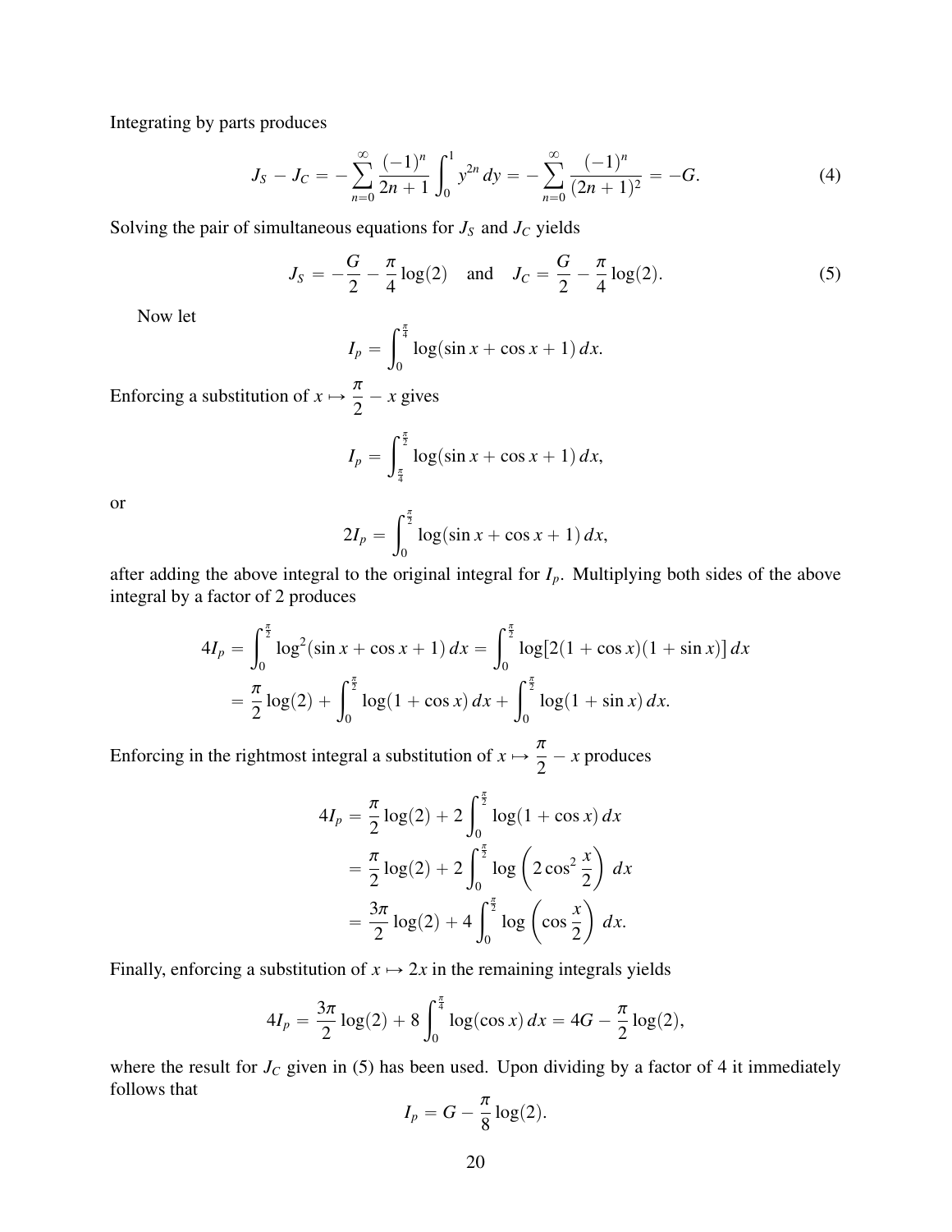Integrating by parts produces

$$J_S - J_C = -\sum_{n=0}^{\infty} \frac{(-1)^n}{2n+1} \int_0^1 y^{2n}\, dy = -\sum_{n=0}^{\infty} \frac{(-1)^n}{(2n+1)^2} = -G. \tag{4}$$

Solving the pair of simultaneous equations for $J_S$ and $J_C$ yields

$$J_S = -\frac{G}{2} - \frac{\pi}{4}\log(2) \quad \text{and} \quad J_C = \frac{G}{2} - \frac{\pi}{4}\log(2). \tag{5}$$

Now let

$$I_p = \int_0^{\frac{\pi}{4}} \log(\sin x + \cos x + 1)\, dx.$$

Enforcing a substitution of $x \mapsto \dfrac{\pi}{2} - x$ gives

$$I_p = \int_{\frac{\pi}{4}}^{\frac{\pi}{2}} \log(\sin x + \cos x + 1)\, dx,$$

or

$$2I_p = \int_0^{\frac{\pi}{2}} \log(\sin x + \cos x + 1)\, dx,$$

after adding the above integral to the original integral for $I_p$. Multiplying both sides of the above integral by a factor of 2 produces

$$\begin{aligned}
4I_p &= \int_0^{\frac{\pi}{2}} \log^2(\sin x + \cos x + 1)\, dx = \int_0^{\frac{\pi}{2}} \log[2(1+\cos x)(1+\sin x)]\, dx \\
&= \frac{\pi}{2}\log(2) + \int_0^{\frac{\pi}{2}} \log(1+\cos x)\, dx + \int_0^{\frac{\pi}{2}} \log(1+\sin x)\, dx.
\end{aligned}$$

Enforcing in the rightmost integral a substitution of $x \mapsto \dfrac{\pi}{2} - x$ produces

$$\begin{aligned}
4I_p &= \frac{\pi}{2}\log(2) + 2\int_0^{\frac{\pi}{2}} \log(1+\cos x)\, dx \\
&= \frac{\pi}{2}\log(2) + 2\int_0^{\frac{\pi}{2}} \log\left(2\cos^2\frac{x}{2}\right)\, dx \\
&= \frac{3\pi}{2}\log(2) + 4\int_0^{\frac{\pi}{2}} \log\left(\cos\frac{x}{2}\right)\, dx.
\end{aligned}$$

Finally, enforcing a substitution of $x \mapsto 2x$ in the remaining integrals yields

$$4I_p = \frac{3\pi}{2}\log(2) + 8\int_0^{\frac{\pi}{4}} \log(\cos x)\, dx = 4G - \frac{\pi}{2}\log(2),$$

where the result for $J_C$ given in (5) has been used. Upon dividing by a factor of 4 it immediately follows that

$$I_p = G - \frac{\pi}{8}\log(2).$$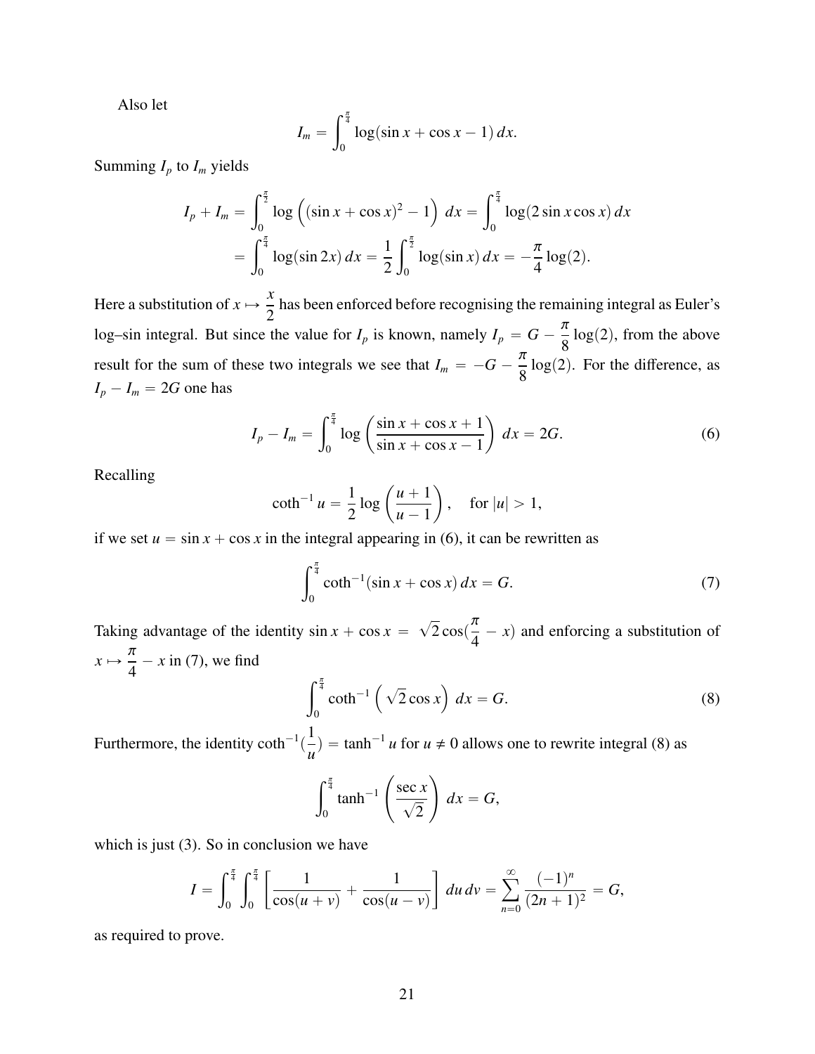Also let

$$I_m = \int_0^{\frac{\pi}{4}} \log(\sin x + \cos x - 1)\, dx.$$

Summing $I_p$ to $I_m$ yields

$$\begin{aligned} I_p + I_m &= \int_0^{\frac{\pi}{2}} \log\left((\sin x + \cos x)^2 - 1\right)\, dx = \int_0^{\frac{\pi}{4}} \log(2\sin x \cos x)\, dx \\ &= \int_0^{\frac{\pi}{4}} \log(\sin 2x)\, dx = \frac{1}{2}\int_0^{\frac{\pi}{2}} \log(\sin x)\, dx = -\frac{\pi}{4}\log(2). \end{aligned}$$

Here a substitution of $x \mapsto \dfrac{x}{2}$ has been enforced before recognising the remaining integral as Euler's log–sin integral. But since the value for $I_p$ is known, namely $I_p = G - \dfrac{\pi}{8}\log(2)$, from the above result for the sum of these two integrals we see that $I_m = -G - \dfrac{\pi}{8}\log(2)$. For the difference, as $I_p - I_m = 2G$ one has

$$I_p - I_m = \int_0^{\frac{\pi}{4}} \log\left(\frac{\sin x + \cos x + 1}{\sin x + \cos x - 1}\right)\, dx = 2G. \tag{6}$$

Recalling

$$\coth^{-1} u = \frac{1}{2}\log\left(\frac{u+1}{u-1}\right), \quad \text{for } |u| > 1,$$

if we set $u = \sin x + \cos x$ in the integral appearing in (6), it can be rewritten as

$$\int_0^{\frac{\pi}{4}} \coth^{-1}(\sin x + \cos x)\, dx = G. \tag{7}$$

Taking advantage of the identity $\sin x + \cos x = \sqrt{2}\cos(\frac{\pi}{4} - x)$ and enforcing a substitution of $x \mapsto \dfrac{\pi}{4} - x$ in (7), we find

$$\int_0^{\frac{\pi}{4}} \coth^{-1}\left(\sqrt{2}\cos x\right)\, dx = G. \tag{8}$$

Furthermore, the identity $\coth^{-1}(\frac{1}{u}) = \tanh^{-1} u$ for $u \neq 0$ allows one to rewrite integral (8) as

$$\int_0^{\frac{\pi}{4}} \tanh^{-1}\left(\frac{\sec x}{\sqrt{2}}\right)\, dx = G,$$

which is just (3). So in conclusion we have

$$I = \int_0^{\frac{\pi}{4}}\int_0^{\frac{\pi}{4}} \left[\frac{1}{\cos(u+v)} + \frac{1}{\cos(u-v)}\right]\, du\, dv = \sum_{n=0}^{\infty} \frac{(-1)^n}{(2n+1)^2} = G,$$

as required to prove.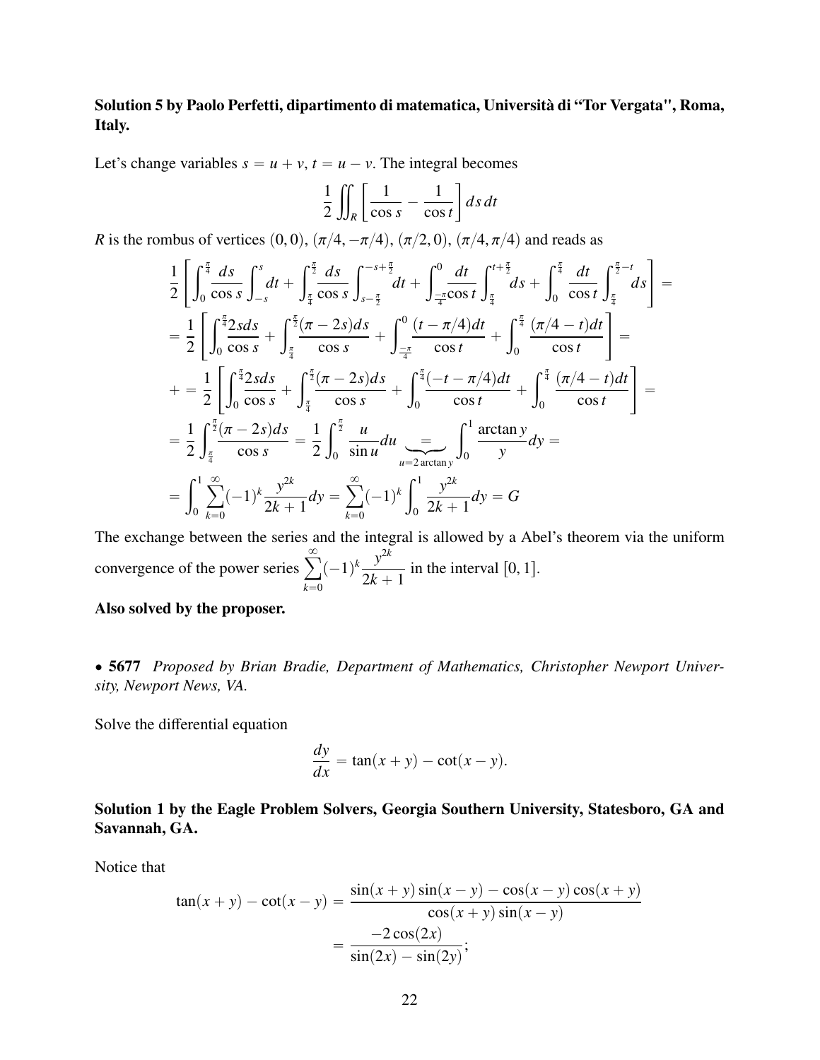**Solution 5 by Paolo Perfetti, dipartimento di matematica, Università di "Tor Vergata", Roma, Italy.**

Let's change variables $s = u + v$, $t = u - v$. The integral becomes

$$\frac{1}{2}\iint_R \left[\frac{1}{\cos s} - \frac{1}{\cos t}\right] ds\, dt$$

$R$ is the rombus of vertices $(0,0)$, $(\pi/4, -\pi/4)$, $(\pi/2, 0)$, $(\pi/4, \pi/4)$ and reads as

$$\frac{1}{2}\left[\int_0^{\frac{\pi}{4}}\frac{ds}{\cos s}\int_{-s}^{s} dt + \int_{\frac{\pi}{4}}^{\frac{\pi}{2}}\frac{ds}{\cos s}\int_{s-\frac{\pi}{2}}^{-s+\frac{\pi}{2}} dt + \int_{\frac{-\pi}{4}}^{0}\frac{dt}{\cos t}\int_{\frac{\pi}{4}}^{t+\frac{\pi}{2}} ds + \int_0^{\frac{\pi}{4}}\frac{dt}{\cos t}\int_{\frac{\pi}{4}}^{\frac{\pi}{2}-t} ds\right] =$$

$$= \frac{1}{2}\left[\int_0^{\frac{\pi}{4}}\frac{2s ds}{\cos s} + \int_{\frac{\pi}{4}}^{\frac{\pi}{2}}\frac{(\pi - 2s)ds}{\cos s} + \int_{\frac{-\pi}{4}}^{0}\frac{(t - \pi/4)dt}{\cos t} + \int_0^{\frac{\pi}{4}}\frac{(\pi/4 - t)dt}{\cos t}\right] =$$

$$+ = \frac{1}{2}\left[\int_0^{\frac{\pi}{4}}\frac{2s ds}{\cos s} + \int_{\frac{\pi}{4}}^{\frac{\pi}{2}}\frac{(\pi - 2s)ds}{\cos s} + \int_0^{\frac{\pi}{4}}\frac{(-t - \pi/4)dt}{\cos t} + \int_0^{\frac{\pi}{4}}\frac{(\pi/4 - t)dt}{\cos t}\right] =$$

$$= \frac{1}{2}\int_{\frac{\pi}{4}}^{\frac{\pi}{2}}\frac{(\pi - 2s)ds}{\cos s} = \frac{1}{2}\int_0^{\frac{\pi}{2}}\frac{u}{\sin u}du \underbrace{=}_{u = 2\arctan y} \int_0^1 \frac{\arctan y}{y}dy =$$

$$= \int_0^1 \sum_{k=0}^{\infty}(-1)^k\frac{y^{2k}}{2k+1}dy = \sum_{k=0}^{\infty}(-1)^k\int_0^1\frac{y^{2k}}{2k+1}dy = G$$

The exchange between the series and the integral is allowed by a Abel's theorem via the uniform convergence of the power series $\displaystyle\sum_{k=0}^{\infty}(-1)^k\frac{y^{2k}}{2k+1}$ in the interval $[0,1]$.

**Also solved by the proposer.**

---

• **5677** *Proposed by Brian Bradie, Department of Mathematics, Christopher Newport University, Newport News, VA.*

Solve the differential equation

$$\frac{dy}{dx} = \tan(x + y) - \cot(x - y).$$

**Solution 1 by the Eagle Problem Solvers, Georgia Southern University, Statesboro, GA and Savannah, GA.**

Notice that

$$\begin{aligned}\tan(x+y) - \cot(x-y) &= \frac{\sin(x+y)\sin(x-y) - \cos(x-y)\cos(x+y)}{\cos(x+y)\sin(x-y)} \\ &= \frac{-2\cos(2x)}{\sin(2x) - \sin(2y)};\end{aligned}$$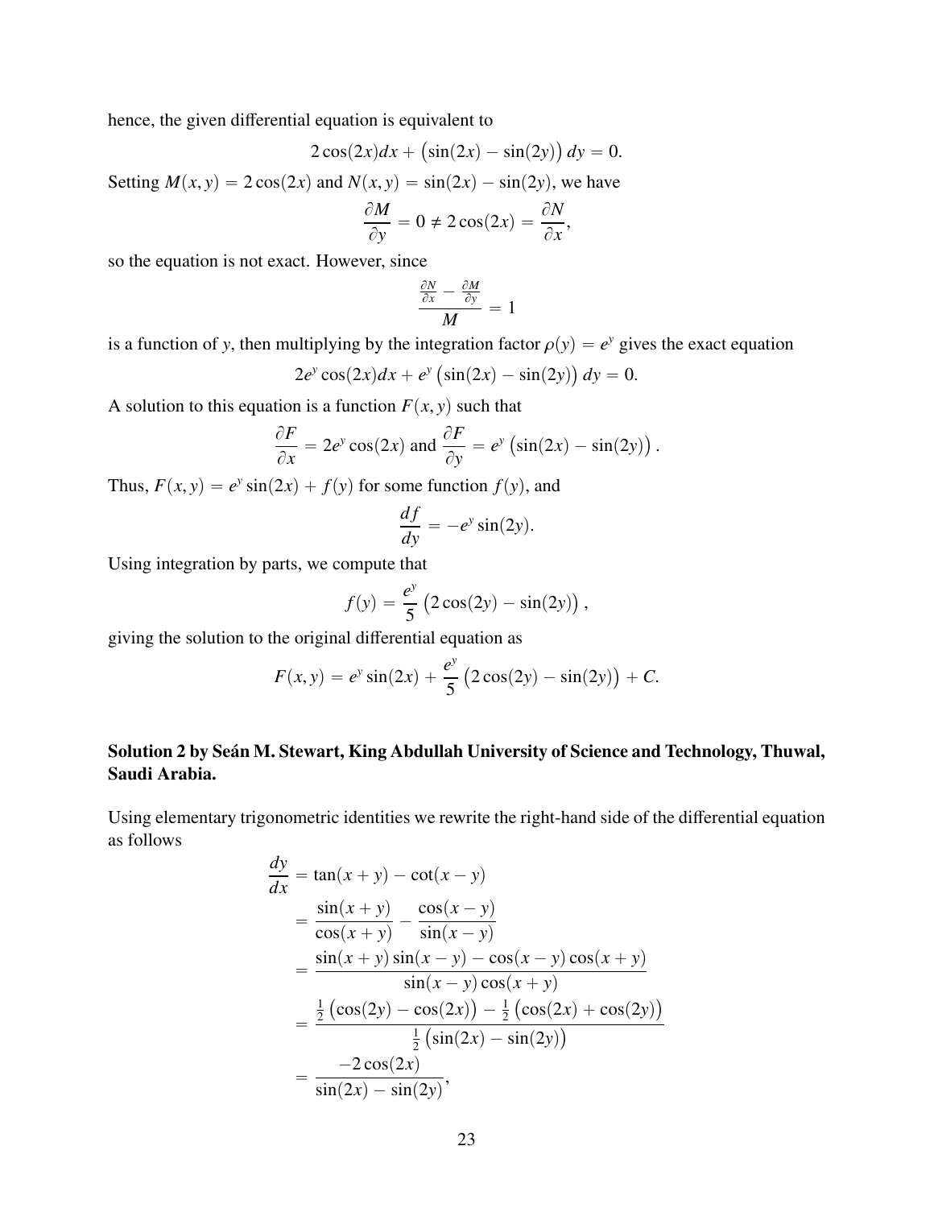hence, the given differential equation is equivalent to

$$2\cos(2x)dx + \big(\sin(2x) - \sin(2y)\big)\, dy = 0.$$

Setting $M(x, y) = 2\cos(2x)$ and $N(x, y) = \sin(2x) - \sin(2y)$, we have

$$\frac{\partial M}{\partial y} = 0 \neq 2\cos(2x) = \frac{\partial N}{\partial x},$$

so the equation is not exact. However, since

$$\frac{\frac{\partial N}{\partial x} - \frac{\partial M}{\partial y}}{M} = 1$$

is a function of $y$, then multiplying by the integration factor $\rho(y) = e^y$ gives the exact equation

$$2e^y\cos(2x)dx + e^y\big(\sin(2x) - \sin(2y)\big)\, dy = 0.$$

A solution to this equation is a function $F(x, y)$ such that

$$\frac{\partial F}{\partial x} = 2e^y\cos(2x) \text{ and } \frac{\partial F}{\partial y} = e^y\big(\sin(2x) - \sin(2y)\big).$$

Thus, $F(x, y) = e^y\sin(2x) + f(y)$ for some function $f(y)$, and

$$\frac{df}{dy} = -e^y\sin(2y).$$

Using integration by parts, we compute that

$$f(y) = \frac{e^y}{5}\big(2\cos(2y) - \sin(2y)\big),$$

giving the solution to the original differential equation as

$$F(x, y) = e^y\sin(2x) + \frac{e^y}{5}\big(2\cos(2y) - \sin(2y)\big) + C.$$

**Solution 2 by Seán M. Stewart, King Abdullah University of Science and Technology, Thuwal, Saudi Arabia.**

Using elementary trigonometric identities we rewrite the right-hand side of the differential equation as follows

$$\begin{aligned}
\frac{dy}{dx} &= \tan(x + y) - \cot(x - y)\\
&= \frac{\sin(x + y)}{\cos(x + y)} - \frac{\cos(x - y)}{\sin(x - y)}\\
&= \frac{\sin(x + y)\sin(x - y) - \cos(x - y)\cos(x + y)}{\sin(x - y)\cos(x + y)}\\
&= \frac{\frac{1}{2}\big(\cos(2y) - \cos(2x)\big) - \frac{1}{2}\big(\cos(2x) + \cos(2y)\big)}{\frac{1}{2}\big(\sin(2x) - \sin(2y)\big)}\\
&= \frac{-2\cos(2x)}{\sin(2x) - \sin(2y)},
\end{aligned}$$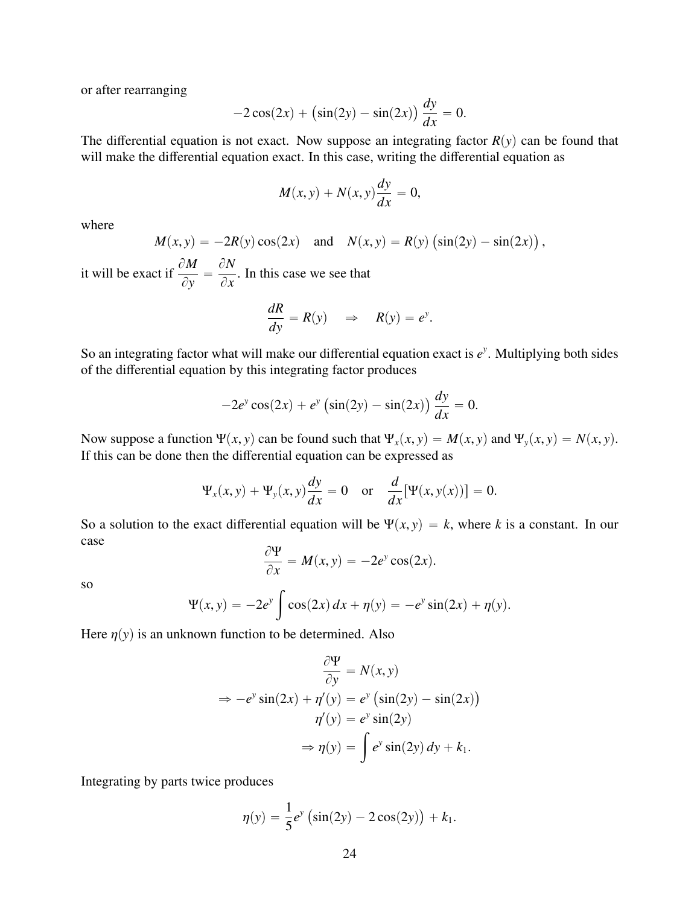or after rearranging

$$-2\cos(2x) + \left(\sin(2y) - \sin(2x)\right)\frac{dy}{dx} = 0.$$

The differential equation is not exact. Now suppose an integrating factor $R(y)$ can be found that will make the differential equation exact. In this case, writing the differential equation as

$$M(x, y) + N(x, y)\frac{dy}{dx} = 0,$$

where

$$M(x, y) = -2R(y)\cos(2x) \quad \text{and} \quad N(x, y) = R(y)\left(\sin(2y) - \sin(2x)\right),$$

it will be exact if $\dfrac{\partial M}{\partial y} = \dfrac{\partial N}{\partial x}$. In this case we see that

$$\frac{dR}{dy} = R(y) \quad \Rightarrow \quad R(y) = e^y.$$

So an integrating factor what will make our differential equation exact is $e^y$. Multiplying both sides of the differential equation by this integrating factor produces

$$-2e^y\cos(2x) + e^y\left(\sin(2y) - \sin(2x)\right)\frac{dy}{dx} = 0.$$

Now suppose a function $\Psi(x, y)$ can be found such that $\Psi_x(x, y) = M(x, y)$ and $\Psi_y(x, y) = N(x, y)$. If this can be done then the differential equation can be expressed as

$$\Psi_x(x, y) + \Psi_y(x, y)\frac{dy}{dx} = 0 \quad \text{or} \quad \frac{d}{dx}[\Psi(x, y(x))] = 0.$$

So a solution to the exact differential equation will be $\Psi(x, y) = k$, where $k$ is a constant. In our case

$$\frac{\partial \Psi}{\partial x} = M(x, y) = -2e^y\cos(2x).$$

so

$$\Psi(x, y) = -2e^y\int \cos(2x)\,dx + \eta(y) = -e^y\sin(2x) + \eta(y).$$

Here $\eta(y)$ is an unknown function to be determined. Also

$$\begin{aligned}
\frac{\partial \Psi}{\partial y} &= N(x, y) \\
\Rightarrow -e^y\sin(2x) + \eta'(y) &= e^y\left(\sin(2y) - \sin(2x)\right) \\
\eta'(y) &= e^y\sin(2y) \\
\Rightarrow \eta(y) &= \int e^y\sin(2y)\,dy + k_1.
\end{aligned}$$

Integrating by parts twice produces

$$\eta(y) = \frac{1}{5}e^y\left(\sin(2y) - 2\cos(2y)\right) + k_1.$$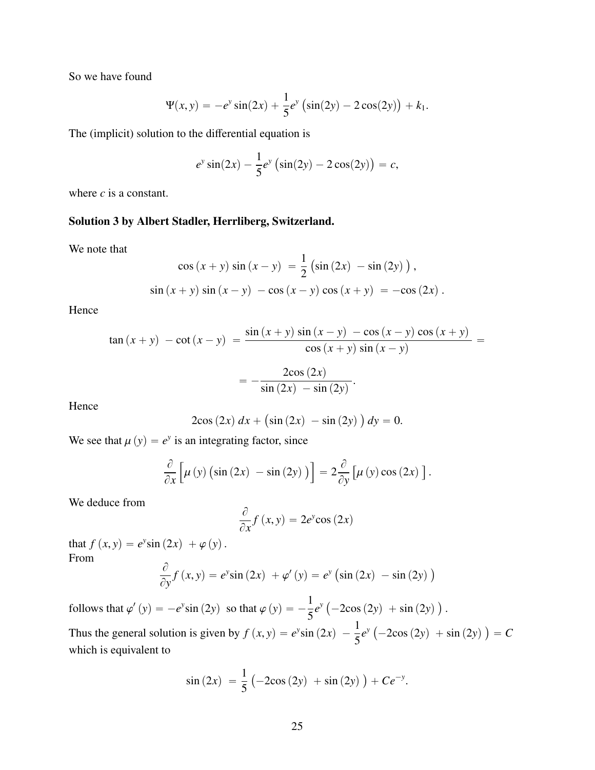So we have found

$$\Psi(x,y) = -e^y \sin(2x) + \frac{1}{5}e^y\left(\sin(2y) - 2\cos(2y)\right) + k_1.$$

The (implicit) solution to the differential equation is

$$e^y \sin(2x) - \frac{1}{5}e^y\left(\sin(2y) - 2\cos(2y)\right) = c,$$

where $c$ is a constant.

**Solution 3 by Albert Stadler, Herrliberg, Switzerland.**

We note that

$$\cos(x+y)\sin(x-y) = \frac{1}{2}\left(\sin(2x) - \sin(2y)\right),$$

$$\sin(x+y)\sin(x-y) - \cos(x-y)\cos(x+y) = -\cos(2x).$$

Hence

$$\tan(x+y) - \cot(x-y) = \frac{\sin(x+y)\sin(x-y) - \cos(x-y)\cos(x+y)}{\cos(x+y)\sin(x-y)} =$$

$$= -\frac{2\cos(2x)}{\sin(2x) - \sin(2y)}.$$

Hence

$$2\cos(2x)\,dx + \left(\sin(2x) - \sin(2y)\right)dy = 0.$$

We see that $\mu(y) = e^y$ is an integrating factor, since

$$\frac{\partial}{\partial x}\left[\mu(y)\left(\sin(2x) - \sin(2y)\right)\right] = 2\frac{\partial}{\partial y}\left[\mu(y)\cos(2x)\right].$$

We deduce from

$$\frac{\partial}{\partial x}f(x,y) = 2e^y\cos(2x)$$

that $f(x,y) = e^y\sin(2x) + \varphi(y)$.
From

$$\frac{\partial}{\partial y}f(x,y) = e^y\sin(2x) + \varphi'(y) = e^y\left(\sin(2x) - \sin(2y)\right)$$

follows that $\varphi'(y) = -e^y\sin(2y)$ so that $\varphi(y) = -\frac{1}{5}e^y\left(-2\cos(2y) + \sin(2y)\right)$.
Thus the general solution is given by $f(x,y) = e^y\sin(2x) - \frac{1}{5}e^y\left(-2\cos(2y) + \sin(2y)\right) = C$ which is equivalent to

$$\sin(2x) = \frac{1}{5}\left(-2\cos(2y) + \sin(2y)\right) + Ce^{-y}.$$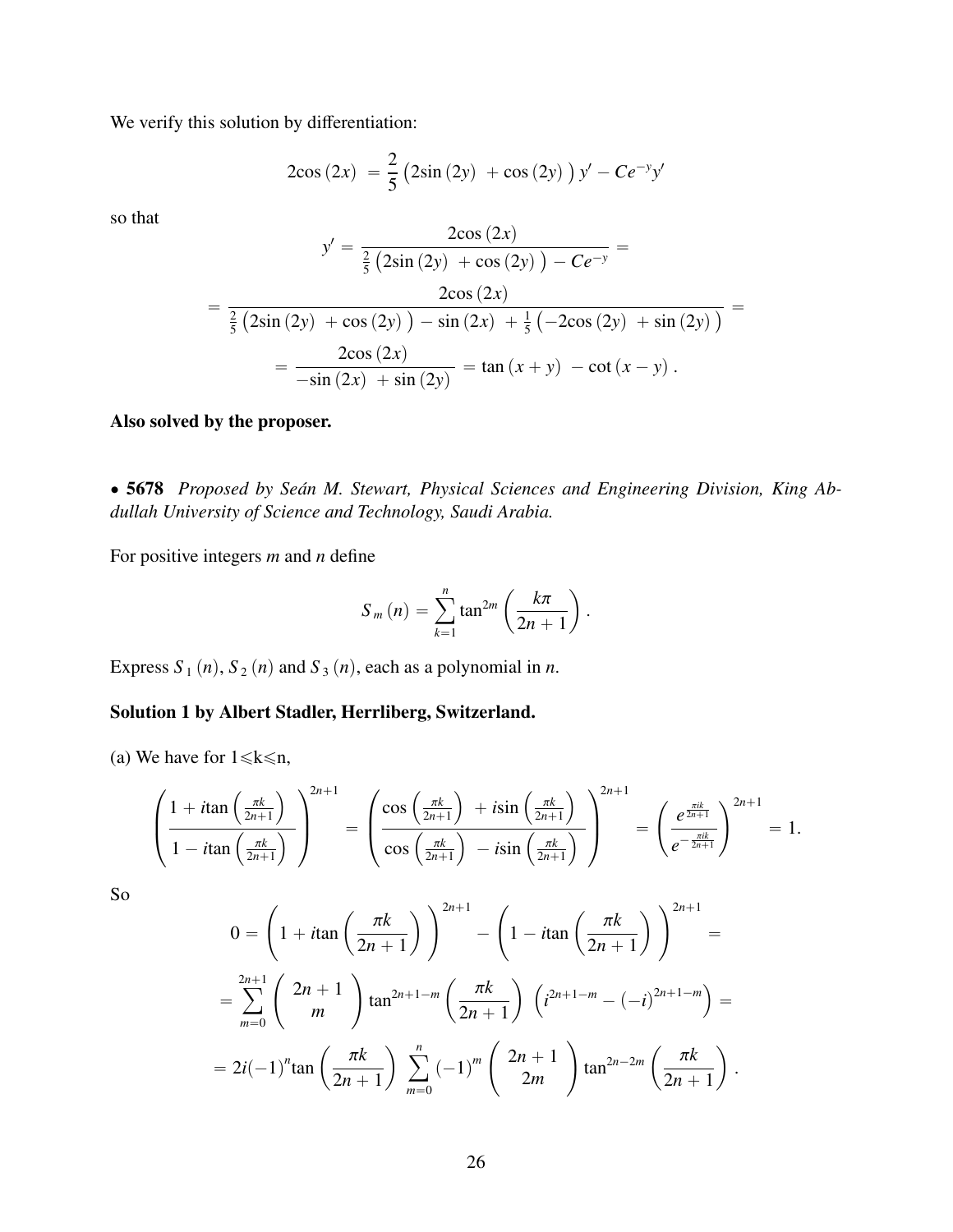We verify this solution by differentiation:

$$2\cos(2x) = \frac{2}{5}\left(2\sin(2y) + \cos(2y)\right)y' - Ce^{-y}y'$$

so that

$$y' = \frac{2\cos(2x)}{\frac{2}{5}\left(2\sin(2y) + \cos(2y)\right) - Ce^{-y}} =$$

$$= \frac{2\cos(2x)}{\frac{2}{5}\left(2\sin(2y) + \cos(2y)\right) - \sin(2x) + \frac{1}{5}\left(-2\cos(2y) + \sin(2y)\right)} =$$

$$= \frac{2\cos(2x)}{-\sin(2x) + \sin(2y)} = \tan(x+y) - \cot(x-y).$$

**Also solved by the proposer.**

• **5678** *Proposed by Seán M. Stewart, Physical Sciences and Engineering Division, King Abdullah University of Science and Technology, Saudi Arabia.*

For positive integers $m$ and $n$ define

$$S_m(n) = \sum_{k=1}^{n} \tan^{2m}\left(\frac{k\pi}{2n+1}\right).$$

Express $S_1(n)$, $S_2(n)$ and $S_3(n)$, each as a polynomial in $n$.

**Solution 1 by Albert Stadler, Herrliberg, Switzerland.**

(a) We have for $1 \leqslant k \leqslant n$,

$$\left(\frac{1 + i\tan\left(\frac{\pi k}{2n+1}\right)}{1 - i\tan\left(\frac{\pi k}{2n+1}\right)}\right)^{2n+1} = \left(\frac{\cos\left(\frac{\pi k}{2n+1}\right) + i\sin\left(\frac{\pi k}{2n+1}\right)}{\cos\left(\frac{\pi k}{2n+1}\right) - i\sin\left(\frac{\pi k}{2n+1}\right)}\right)^{2n+1} = \left(\frac{e^{\frac{\pi i k}{2n+1}}}{e^{-\frac{\pi i k}{2n+1}}}\right)^{2n+1} = 1.$$

So

$$0 = \left(1 + i\tan\left(\frac{\pi k}{2n+1}\right)\right)^{2n+1} - \left(1 - i\tan\left(\frac{\pi k}{2n+1}\right)\right)^{2n+1} =$$

$$= \sum_{m=0}^{2n+1} \binom{2n+1}{m} \tan^{2n+1-m}\left(\frac{\pi k}{2n+1}\right)\left(i^{2n+1-m} - (-i)^{2n+1-m}\right) =$$

$$= 2i(-1)^n \tan\left(\frac{\pi k}{2n+1}\right) \sum_{m=0}^{n} (-1)^m \binom{2n+1}{2m} \tan^{2n-2m}\left(\frac{\pi k}{2n+1}\right).$$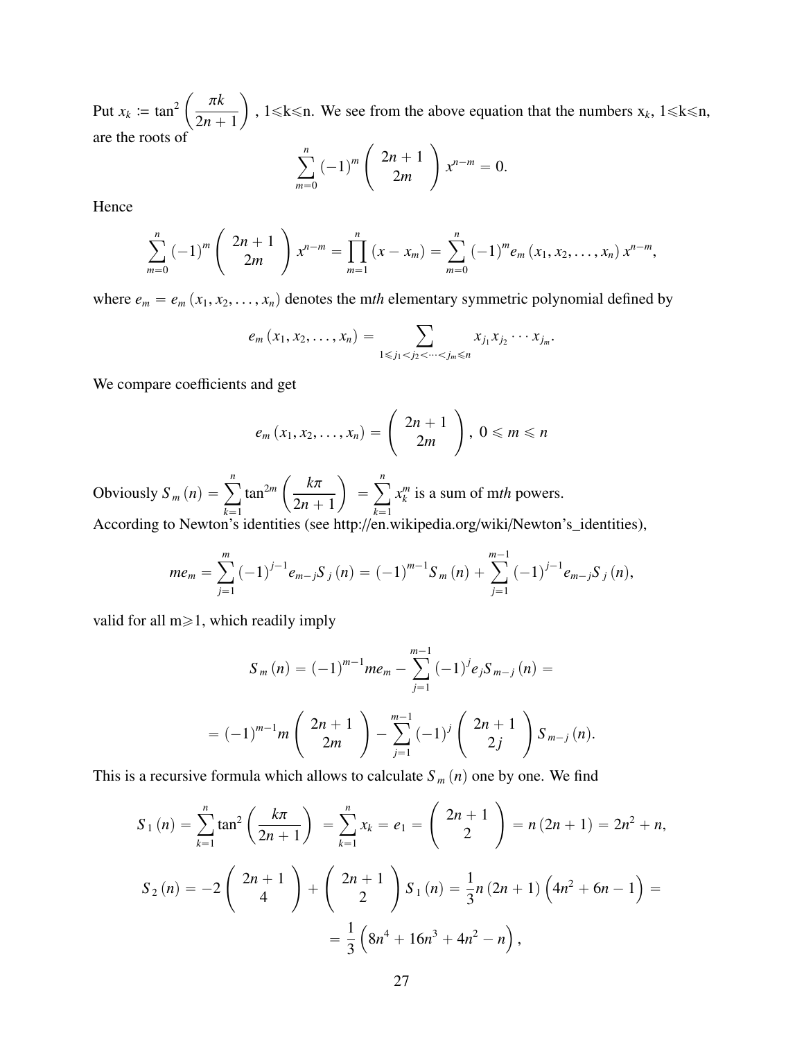Put $x_k := \tan^2\left(\dfrac{\pi k}{2n+1}\right)$, $1\leqslant k\leqslant n$. We see from the above equation that the numbers $x_k$, $1\leqslant k\leqslant n$, are the roots of

$$\sum_{m=0}^{n}(-1)^m\binom{2n+1}{2m}x^{n-m}=0.$$

Hence

$$\sum_{m=0}^{n}(-1)^m\binom{2n+1}{2m}x^{n-m}=\prod_{m=1}^{n}(x-x_m)=\sum_{m=0}^{n}(-1)^m e_m(x_1,x_2,\ldots,x_n)\,x^{n-m},$$

where $e_m=e_m(x_1,x_2,\ldots,x_n)$ denotes the m*th* elementary symmetric polynomial defined by

$$e_m(x_1,x_2,\ldots,x_n)=\sum_{1\leqslant j_1<j_2<\cdots<j_m\leqslant n}x_{j_1}x_{j_2}\cdots x_{j_m}.$$

We compare coefficients and get

$$e_m(x_1,x_2,\ldots,x_n)=\binom{2n+1}{2m},\ 0\leqslant m\leqslant n$$

Obviously $S_m(n)=\sum\limits_{k=1}^{n}\tan^{2m}\left(\dfrac{k\pi}{2n+1}\right)=\sum\limits_{k=1}^{n}x_k^m$ is a sum of m*th* powers.
According to Newton's identities (see http://en.wikipedia.org/wiki/Newton's_identities),

$$me_m=\sum_{j=1}^{m}(-1)^{j-1}e_{m-j}S_j(n)=(-1)^{m-1}S_m(n)+\sum_{j=1}^{m-1}(-1)^{j-1}e_{m-j}S_j(n),$$

valid for all $m\geqslant 1$, which readily imply

$$S_m(n)=(-1)^{m-1}me_m-\sum_{j=1}^{m-1}(-1)^j e_j S_{m-j}(n)=$$

$$=(-1)^{m-1}m\binom{2n+1}{2m}-\sum_{j=1}^{m-1}(-1)^j\binom{2n+1}{2j}S_{m-j}(n).$$

This is a recursive formula which allows to calculate $S_m(n)$ one by one. We find

$$S_1(n)=\sum_{k=1}^{n}\tan^2\left(\frac{k\pi}{2n+1}\right)=\sum_{k=1}^{n}x_k=e_1=\binom{2n+1}{2}=n(2n+1)=2n^2+n,$$

$$S_2(n)=-2\binom{2n+1}{4}+\binom{2n+1}{2}S_1(n)=\frac{1}{3}n(2n+1)\left(4n^2+6n-1\right)=$$

$$=\frac{1}{3}\left(8n^4+16n^3+4n^2-n\right),$$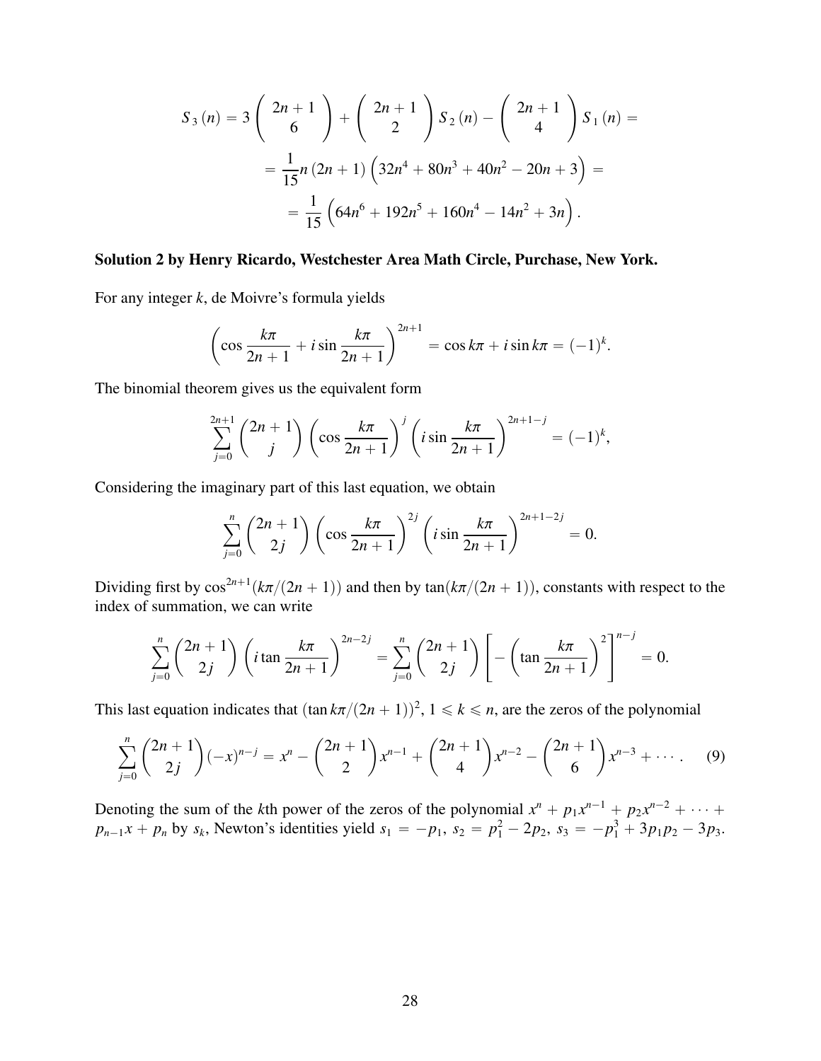$$S_3(n) = 3\binom{2n+1}{6} + \binom{2n+1}{2} S_2(n) - \binom{2n+1}{4} S_1(n) =$$

$$= \frac{1}{15} n (2n+1) \left(32n^4 + 80n^3 + 40n^2 - 20n + 3\right) =$$

$$= \frac{1}{15} \left(64n^6 + 192n^5 + 160n^4 - 14n^2 + 3n\right).$$

**Solution 2 by Henry Ricardo, Westchester Area Math Circle, Purchase, New York.**

For any integer $k$, de Moivre's formula yields

$$\left(\cos \frac{k\pi}{2n+1} + i \sin \frac{k\pi}{2n+1}\right)^{2n+1} = \cos k\pi + i \sin k\pi = (-1)^k.$$

The binomial theorem gives us the equivalent form

$$\sum_{j=0}^{2n+1} \binom{2n+1}{j} \left(\cos \frac{k\pi}{2n+1}\right)^j \left(i \sin \frac{k\pi}{2n+1}\right)^{2n+1-j} = (-1)^k,$$

Considering the imaginary part of this last equation, we obtain

$$\sum_{j=0}^{n} \binom{2n+1}{2j} \left(\cos \frac{k\pi}{2n+1}\right)^{2j} \left(i \sin \frac{k\pi}{2n+1}\right)^{2n+1-2j} = 0.$$

Dividing first by $\cos^{2n+1}(k\pi/(2n+1))$ and then by $\tan(k\pi/(2n+1))$, constants with respect to the index of summation, we can write

$$\sum_{j=0}^{n} \binom{2n+1}{2j} \left(i \tan \frac{k\pi}{2n+1}\right)^{2n-2j} = \sum_{j=0}^{n} \binom{2n+1}{2j} \left[-\left(\tan \frac{k\pi}{2n+1}\right)^2\right]^{n-j} = 0.$$

This last equation indicates that $(\tan k\pi/(2n+1))^2$, $1 \leqslant k \leqslant n$, are the zeros of the polynomial

$$\sum_{j=0}^{n} \binom{2n+1}{2j} (-x)^{n-j} = x^n - \binom{2n+1}{2} x^{n-1} + \binom{2n+1}{4} x^{n-2} - \binom{2n+1}{6} x^{n-3} + \cdots. \quad (9)$$

Denoting the sum of the $k$th power of the zeros of the polynomial $x^n + p_1 x^{n-1} + p_2 x^{n-2} + \cdots + p_{n-1} x + p_n$ by $s_k$, Newton's identities yield $s_1 = -p_1$, $s_2 = p_1^2 - 2p_2$, $s_3 = -p_1^3 + 3p_1 p_2 - 3p_3$.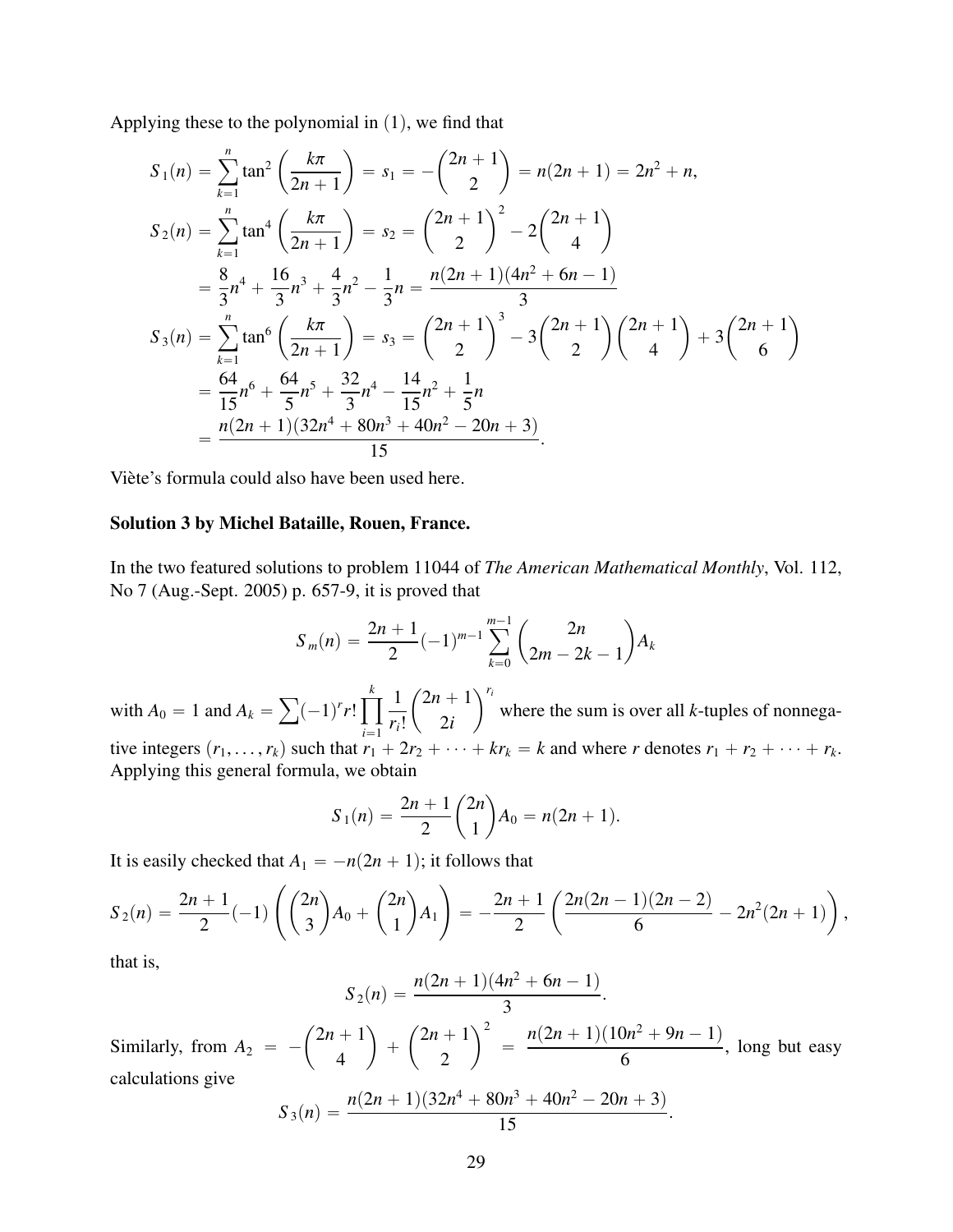Applying these to the polynomial in (1), we find that

$$
\begin{aligned}
S_1(n) &= \sum_{k=1}^{n} \tan^2\left(\frac{k\pi}{2n+1}\right) = s_1 = -\binom{2n+1}{2} = n(2n+1) = 2n^2 + n, \\
S_2(n) &= \sum_{k=1}^{n} \tan^4\left(\frac{k\pi}{2n+1}\right) = s_2 = \binom{2n+1}{2}^2 - 2\binom{2n+1}{4} \\
&= \frac{8}{3}n^4 + \frac{16}{3}n^3 + \frac{4}{3}n^2 - \frac{1}{3}n = \frac{n(2n+1)(4n^2+6n-1)}{3} \\
S_3(n) &= \sum_{k=1}^{n} \tan^6\left(\frac{k\pi}{2n+1}\right) = s_3 = \binom{2n+1}{2}^3 - 3\binom{2n+1}{2}\binom{2n+1}{4} + 3\binom{2n+1}{6} \\
&= \frac{64}{15}n^6 + \frac{64}{5}n^5 + \frac{32}{3}n^4 - \frac{14}{15}n^2 + \frac{1}{5}n \\
&= \frac{n(2n+1)(32n^4 + 80n^3 + 40n^2 - 20n + 3)}{15}.
\end{aligned}
$$

Viète's formula could also have been used here.

**Solution 3 by Michel Bataille, Rouen, France.**

In the two featured solutions to problem 11044 of *The American Mathematical Monthly*, Vol. 112, No 7 (Aug.-Sept. 2005) p. 657-9, it is proved that

$$S_m(n) = \frac{2n+1}{2}(-1)^{m-1}\sum_{k=0}^{m-1}\binom{2n}{2m-2k-1}A_k$$

with $A_0 = 1$ and $A_k = \sum (-1)^r r! \prod_{i=1}^{k} \frac{1}{r_i!}\binom{2n+1}{2i}^{r_i}$ where the sum is over all $k$-tuples of nonnegative integers $(r_1, \ldots, r_k)$ such that $r_1 + 2r_2 + \cdots + kr_k = k$ and where $r$ denotes $r_1 + r_2 + \cdots + r_k$. Applying this general formula, we obtain

$$S_1(n) = \frac{2n+1}{2}\binom{2n}{1}A_0 = n(2n+1).$$

It is easily checked that $A_1 = -n(2n+1)$; it follows that

$$S_2(n) = \frac{2n+1}{2}(-1)\left(\binom{2n}{3}A_0 + \binom{2n}{1}A_1\right) = -\frac{2n+1}{2}\left(\frac{2n(2n-1)(2n-2)}{6} - 2n^2(2n+1)\right),$$

that is,

$$S_2(n) = \frac{n(2n+1)(4n^2+6n-1)}{3}.$$

Similarly, from $A_2 = -\binom{2n+1}{4} + \binom{2n+1}{2}^2 = \frac{n(2n+1)(10n^2+9n-1)}{6}$, long but easy calculations give

$$S_3(n) = \frac{n(2n+1)(32n^4 + 80n^3 + 40n^2 - 20n + 3)}{15}.$$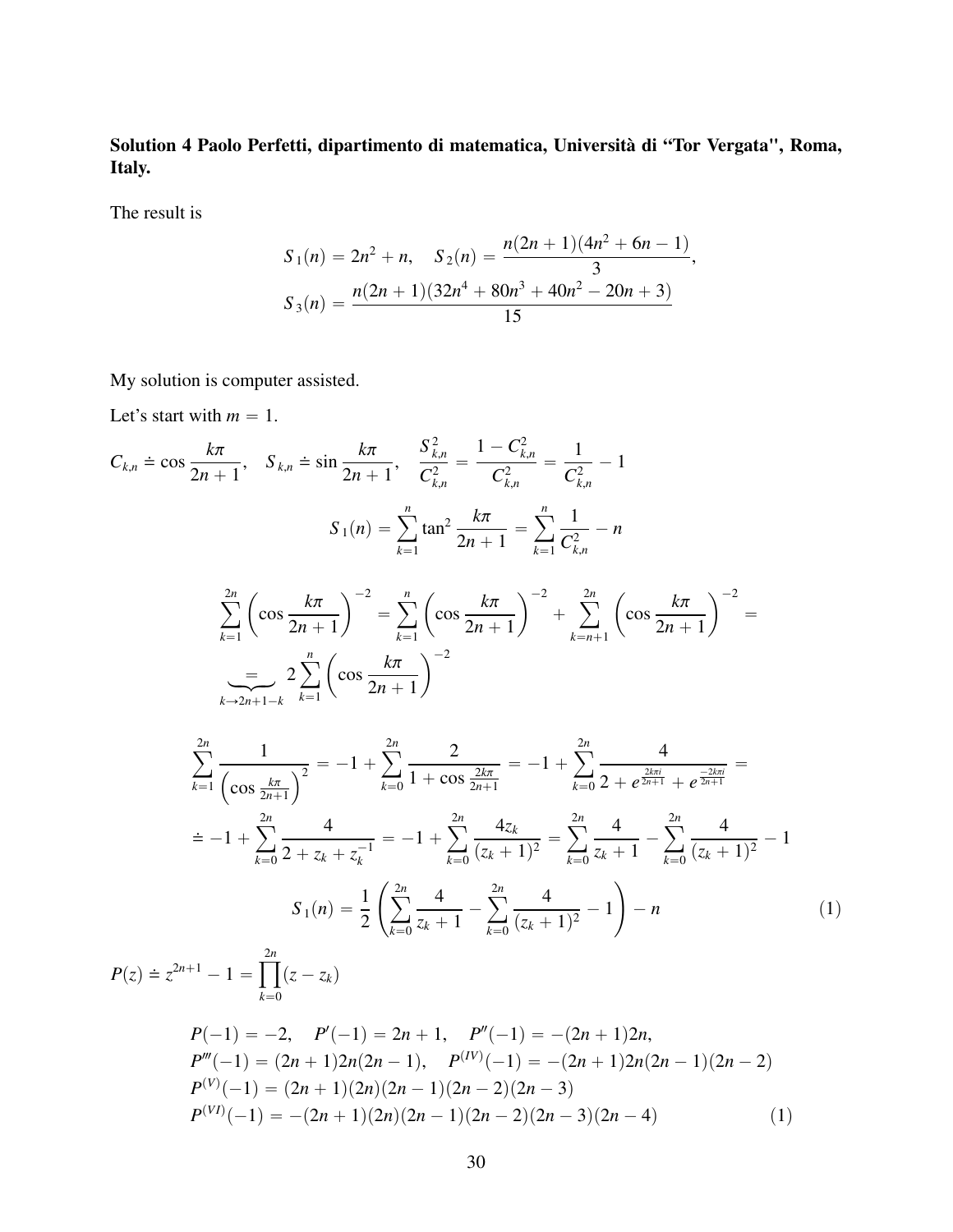**Solution 4 Paolo Perfetti, dipartimento di matematica, Università di "Tor Vergata", Roma, Italy.**

The result is

$$S_1(n) = 2n^2 + n, \quad S_2(n) = \frac{n(2n+1)(4n^2+6n-1)}{3},$$
$$S_3(n) = \frac{n(2n+1)(32n^4+80n^3+40n^2-20n+3)}{15}$$

My solution is computer assisted.

Let's start with $m = 1$.

$$C_{k,n} \doteq \cos\frac{k\pi}{2n+1}, \quad S_{k,n} \doteq \sin\frac{k\pi}{2n+1}, \quad \frac{S_{k,n}^2}{C_{k,n}^2} = \frac{1-C_{k,n}^2}{C_{k,n}^2} = \frac{1}{C_{k,n}^2} - 1$$

$$S_1(n) = \sum_{k=1}^{n} \tan^2\frac{k\pi}{2n+1} = \sum_{k=1}^{n} \frac{1}{C_{k,n}^2} - n$$

$$\sum_{k=1}^{2n}\left(\cos\frac{k\pi}{2n+1}\right)^{-2} = \sum_{k=1}^{n}\left(\cos\frac{k\pi}{2n+1}\right)^{-2} + \sum_{k=n+1}^{2n}\left(\cos\frac{k\pi}{2n+1}\right)^{-2} = \underbrace{=}_{k\to 2n+1-k} 2\sum_{k=1}^{n}\left(\cos\frac{k\pi}{2n+1}\right)^{-2}$$

$$\sum_{k=1}^{2n}\frac{1}{\left(\cos\frac{k\pi}{2n+1}\right)^2} = -1 + \sum_{k=0}^{2n}\frac{2}{1+\cos\frac{2k\pi}{2n+1}} = -1 + \sum_{k=0}^{2n}\frac{4}{2+e^{\frac{2k\pi i}{2n+1}}+e^{\frac{-2k\pi i}{2n+1}}} =$$

$$\doteq -1 + \sum_{k=0}^{2n}\frac{4}{2+z_k+z_k^{-1}} = -1 + \sum_{k=0}^{2n}\frac{4z_k}{(z_k+1)^2} = \sum_{k=0}^{2n}\frac{4}{z_k+1} - \sum_{k=0}^{2n}\frac{4}{(z_k+1)^2} - 1$$

$$S_1(n) = \frac{1}{2}\left(\sum_{k=0}^{2n}\frac{4}{z_k+1} - \sum_{k=0}^{2n}\frac{4}{(z_k+1)^2} - 1\right) - n \tag{1}$$

$$P(z) \doteq z^{2n+1} - 1 = \prod_{k=0}^{2n}(z - z_k)$$

$$\begin{aligned}
&P(-1) = -2, \quad P'(-1) = 2n+1, \quad P''(-1) = -(2n+1)2n, \\
&P'''(-1) = (2n+1)2n(2n-1), \quad P^{(IV)}(-1) = -(2n+1)2n(2n-1)(2n-2) \\
&P^{(V)}(-1) = (2n+1)(2n)(2n-1)(2n-2)(2n-3) \\
&P^{(VI)}(-1) = -(2n+1)(2n)(2n-1)(2n-2)(2n-3)(2n-4)
\end{aligned} \tag{1}$$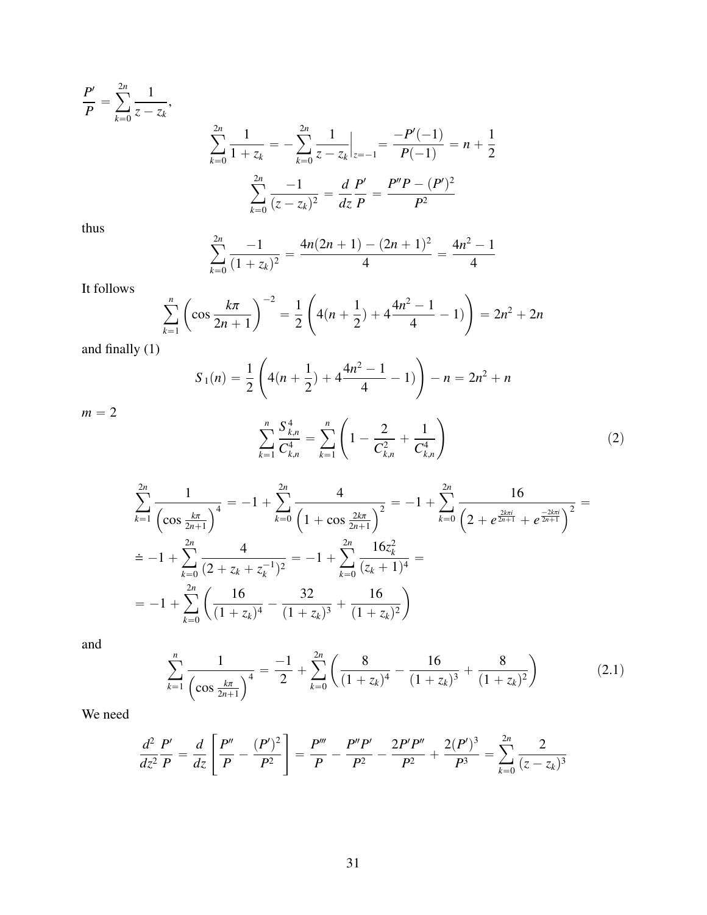$$\frac{P'}{P} = \sum_{k=0}^{2n} \frac{1}{z - z_k},$$

$$\sum_{k=0}^{2n} \frac{1}{1+z_k} = -\sum_{k=0}^{2n} \frac{1}{z-z_k}\Big|_{z=-1} = \frac{-P'(-1)}{P(-1)} = n + \frac{1}{2}$$

$$\sum_{k=0}^{2n} \frac{-1}{(z-z_k)^2} = \frac{d}{dz}\frac{P'}{P} = \frac{P''P - (P')^2}{P^2}$$

thus

$$\sum_{k=0}^{2n} \frac{-1}{(1+z_k)^2} = \frac{4n(2n+1) - (2n+1)^2}{4} = \frac{4n^2-1}{4}$$

It follows

$$\sum_{k=1}^{n} \left(\cos \frac{k\pi}{2n+1}\right)^{-2} = \frac{1}{2}\left(4(n+\frac{1}{2}) + 4\frac{4n^2-1}{4} - 1)\right) = 2n^2 + 2n$$

and finally (1)

$$S_1(n) = \frac{1}{2}\left(4(n+\frac{1}{2}) + 4\frac{4n^2-1}{4} - 1)\right) - n = 2n^2 + n$$

$m = 2$

$$\sum_{k=1}^{n} \frac{S_{k,n}^4}{C_{k,n}^4} = \sum_{k=1}^{n} \left(1 - \frac{2}{C_{k,n}^2} + \frac{1}{C_{k,n}^4}\right) \tag{2}$$

$$\sum_{k=1}^{2n} \frac{1}{\left(\cos \frac{k\pi}{2n+1}\right)^4} = -1 + \sum_{k=0}^{2n} \frac{4}{\left(1 + \cos \frac{2k\pi}{2n+1}\right)^2} = -1 + \sum_{k=0}^{2n} \frac{16}{\left(2 + e^{\frac{2k\pi i}{2n+1}} + e^{\frac{-2k\pi i}{2n+1}}\right)^2} =$$

$$\doteq -1 + \sum_{k=0}^{2n} \frac{4}{(2 + z_k + z_k^{-1})^2} = -1 + \sum_{k=0}^{2n} \frac{16 z_k^2}{(z_k+1)^4} =$$

$$= -1 + \sum_{k=0}^{2n} \left(\frac{16}{(1+z_k)^4} - \frac{32}{(1+z_k)^3} + \frac{16}{(1+z_k)^2}\right)$$

and

$$\sum_{k=1}^{n} \frac{1}{\left(\cos \frac{k\pi}{2n+1}\right)^4} = \frac{-1}{2} + \sum_{k=0}^{2n} \left(\frac{8}{(1+z_k)^4} - \frac{16}{(1+z_k)^3} + \frac{8}{(1+z_k)^2}\right) \tag{2.1}$$

We need

$$\frac{d^2}{dz^2}\frac{P'}{P} = \frac{d}{dz}\left[\frac{P''}{P} - \frac{(P')^2}{P^2}\right] = \frac{P'''}{P} - \frac{P''P'}{P^2} - \frac{2P'P''}{P^2} + \frac{2(P')^3}{P^3} = \sum_{k=0}^{2n} \frac{2}{(z-z_k)^3}$$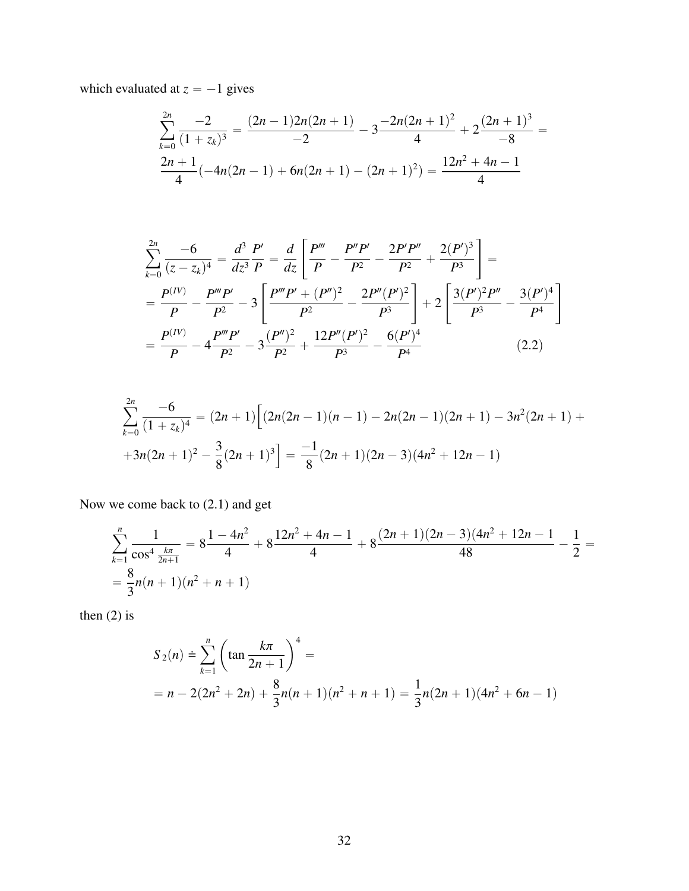which evaluated at $z = -1$ gives

$$\sum_{k=0}^{2n} \frac{-2}{(1+z_k)^3} = \frac{(2n-1)2n(2n+1)}{-2} - 3\frac{-2n(2n+1)^2}{4} + 2\frac{(2n+1)^3}{-8} =$$
$$\frac{2n+1}{4}(-4n(2n-1) + 6n(2n+1) - (2n+1)^2) = \frac{12n^2+4n-1}{4}$$

$$\sum_{k=0}^{2n} \frac{-6}{(z-z_k)^4} = \frac{d^3}{dz^3}\frac{P'}{P} = \frac{d}{dz}\left[\frac{P'''}{P} - \frac{P''P'}{P^2} - \frac{2P'P''}{P^2} + \frac{2(P')^3}{P^3}\right] =$$
$$= \frac{P^{(IV)}}{P} - \frac{P'''P'}{P^2} - 3\left[\frac{P'''P' + (P'')^2}{P^2} - \frac{2P''(P')^2}{P^3}\right] + 2\left[\frac{3(P')^2P''}{P^3} - \frac{3(P')^4}{P^4}\right]$$
$$= \frac{P^{(IV)}}{P} - 4\frac{P'''P'}{P^2} - 3\frac{(P'')^2}{P^2} + \frac{12P''(P')^2}{P^3} - \frac{6(P')^4}{P^4} \tag{2.2}$$

$$\sum_{k=0}^{2n} \frac{-6}{(1+z_k)^4} = (2n+1)\Big[(2n(2n-1)(n-1) - 2n(2n-1)(2n+1) - 3n^2(2n+1) +$$
$$+3n(2n+1)^2 - \frac{3}{8}(2n+1)^3\Big] = \frac{-1}{8}(2n+1)(2n-3)(4n^2+12n-1)$$

Now we come back to (2.1) and get

$$\sum_{k=1}^{n} \frac{1}{\cos^4 \frac{k\pi}{2n+1}} = 8\frac{1-4n^2}{4} + 8\frac{12n^2+4n-1}{4} + 8\frac{(2n+1)(2n-3)(4n^2+12n-1}{48} - \frac{1}{2} =$$
$$= \frac{8}{3}n(n+1)(n^2+n+1)$$

then (2) is

$$S_2(n) \doteq \sum_{k=1}^{n}\left(\tan\frac{k\pi}{2n+1}\right)^4 =$$
$$= n - 2(2n^2+2n) + \frac{8}{3}n(n+1)(n^2+n+1) = \frac{1}{3}n(2n+1)(4n^2+6n-1)$$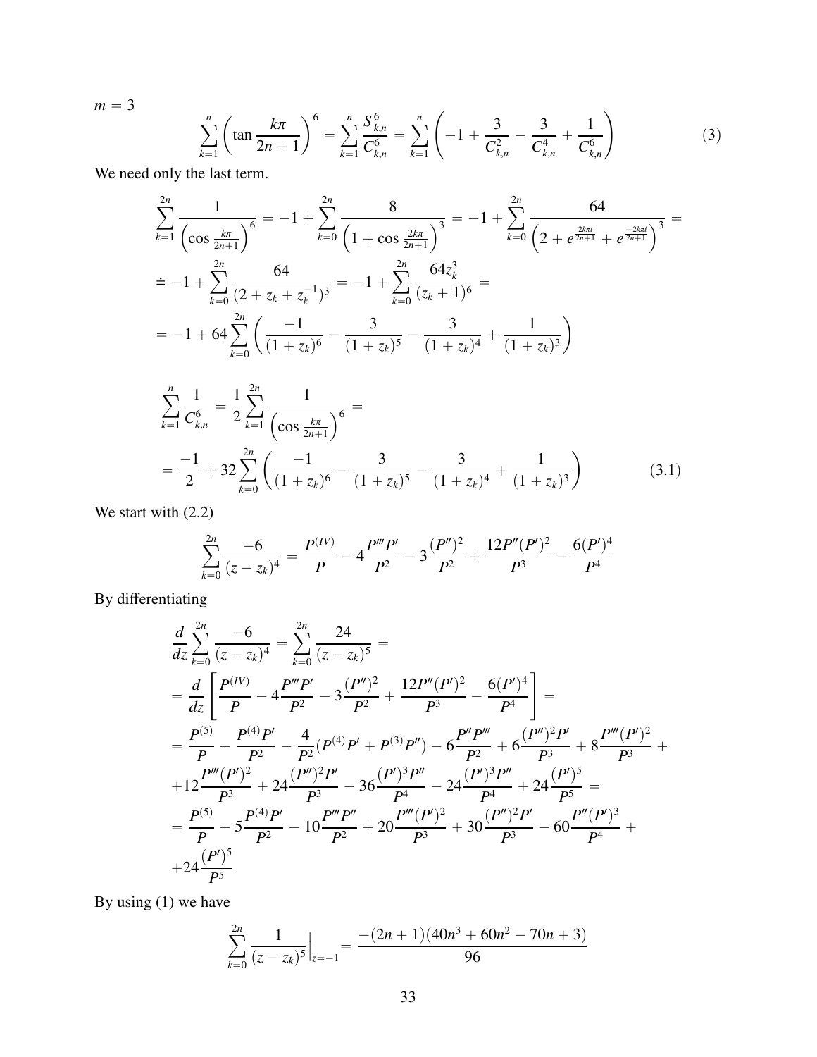$m = 3$

$$\sum_{k=1}^{n} \left(\tan \frac{k\pi}{2n+1}\right)^6 = \sum_{k=1}^{n} \frac{S_{k,n}^6}{C_{k,n}^6} = \sum_{k=1}^{n} \left(-1 + \frac{3}{C_{k,n}^2} - \frac{3}{C_{k,n}^4} + \frac{1}{C_{k,n}^6}\right) \tag{3}$$

We need only the last term.

$$\sum_{k=1}^{2n} \frac{1}{\left(\cos \frac{k\pi}{2n+1}\right)^6} = -1 + \sum_{k=0}^{2n} \frac{8}{\left(1 + \cos \frac{2k\pi}{2n+1}\right)^3} = -1 + \sum_{k=0}^{2n} \frac{64}{\left(2 + e^{\frac{2k\pi i}{2n+1}} + e^{\frac{-2k\pi i}{2n+1}}\right)^3} =$$

$$\doteq -1 + \sum_{k=0}^{2n} \frac{64}{(2 + z_k + z_k^{-1})^3} = -1 + \sum_{k=0}^{2n} \frac{64 z_k^3}{(z_k + 1)^6} =$$

$$= -1 + 64 \sum_{k=0}^{2n} \left( \frac{-1}{(1+z_k)^6} - \frac{3}{(1+z_k)^5} - \frac{3}{(1+z_k)^4} + \frac{1}{(1+z_k)^3} \right)$$

$$\sum_{k=1}^{n} \frac{1}{C_{k,n}^6} = \frac{1}{2} \sum_{k=1}^{2n} \frac{1}{\left(\cos \frac{k\pi}{2n+1}\right)^6} =$$

$$= \frac{-1}{2} + 32 \sum_{k=0}^{2n} \left( \frac{-1}{(1+z_k)^6} - \frac{3}{(1+z_k)^5} - \frac{3}{(1+z_k)^4} + \frac{1}{(1+z_k)^3} \right) \tag{3.1}$$

We start with (2.2)

$$\sum_{k=0}^{2n} \frac{-6}{(z-z_k)^4} = \frac{P^{(IV)}}{P} - 4\frac{P'''P'}{P^2} - 3\frac{(P'')^2}{P^2} + \frac{12P''(P')^2}{P^3} - \frac{6(P')^4}{P^4}$$

By differentiating

$$\frac{d}{dz} \sum_{k=0}^{2n} \frac{-6}{(z-z_k)^4} = \sum_{k=0}^{2n} \frac{24}{(z-z_k)^5} =$$

$$= \frac{d}{dz} \left[ \frac{P^{(IV)}}{P} - 4\frac{P'''P'}{P^2} - 3\frac{(P'')^2}{P^2} + \frac{12P''(P')^2}{P^3} - \frac{6(P')^4}{P^4} \right] =$$

$$= \frac{P^{(5)}}{P} - \frac{P^{(4)}P'}{P^2} - \frac{4}{P^2}(P^{(4)}P' + P^{(3)}P'') - 6\frac{P''P'''}{P^2} + 6\frac{(P'')^2P'}{P^3} + 8\frac{P'''(P')^2}{P^3} +$$

$$+12\frac{P'''(P')^2}{P^3} + 24\frac{(P'')^2P'}{P^3} - 36\frac{(P')^3P''}{P^4} - 24\frac{(P')^3P''}{P^4} + 24\frac{(P')^5}{P^5} =$$

$$= \frac{P^{(5)}}{P} - 5\frac{P^{(4)}P'}{P^2} - 10\frac{P'''P''}{P^2} + 20\frac{P'''(P')^2}{P^3} + 30\frac{(P'')^2P'}{P^3} - 60\frac{P''(P')^3}{P^4} +$$

$$+24\frac{(P')^5}{P^5}$$

By using (1) we have

$$\sum_{k=0}^{2n} \frac{1}{(z-z_k)^5}\Big|_{z=-1} = \frac{-(2n+1)(40n^3 + 60n^2 - 70n + 3)}{96}$$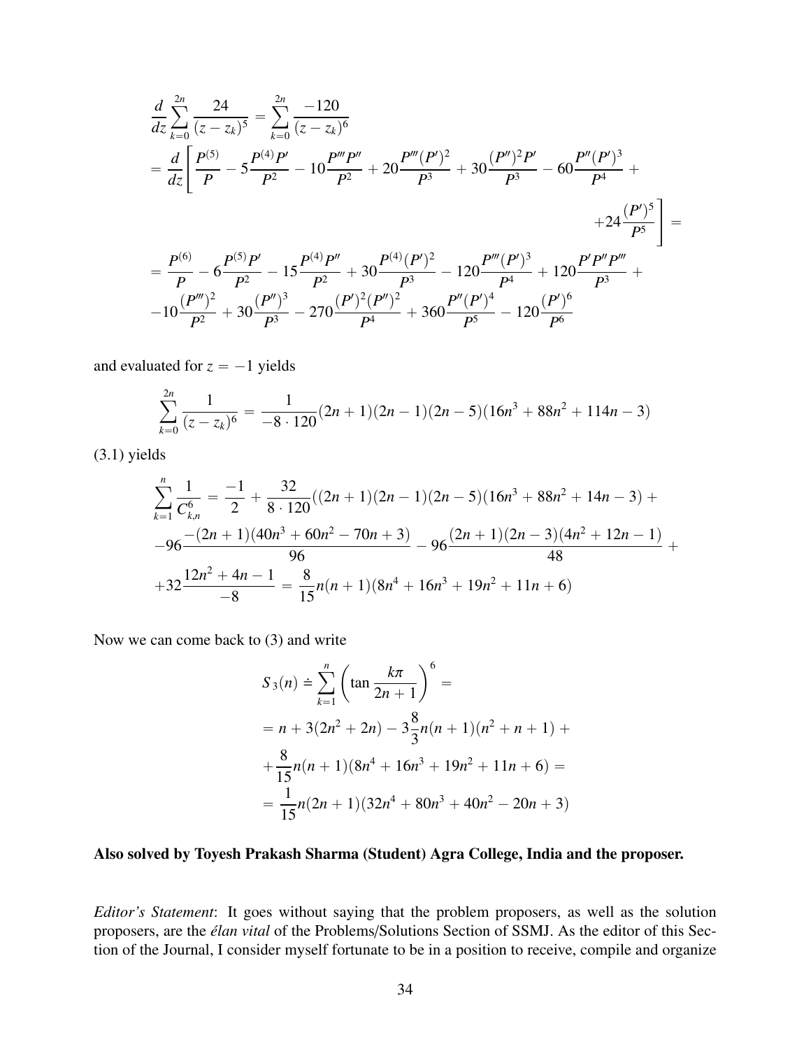$$
\begin{aligned}
&\frac{d}{dz}\sum_{k=0}^{2n}\frac{24}{(z-z_k)^5} = \sum_{k=0}^{2n}\frac{-120}{(z-z_k)^6} \\
&= \frac{d}{dz}\Bigg[\frac{P^{(5)}}{P} - 5\frac{P^{(4)}P'}{P^2} - 10\frac{P'''P''}{P^2} + 20\frac{P'''(P')^2}{P^3} + 30\frac{(P'')^2P'}{P^3} - 60\frac{P''(P')^3}{P^4} + \\
&\qquad\qquad +24\frac{(P')^5}{P^5}\Bigg] = \\
&= \frac{P^{(6)}}{P} - 6\frac{P^{(5)}P'}{P^2} - 15\frac{P^{(4)}P''}{P^2} + 30\frac{P^{(4)}(P')^2}{P^3} - 120\frac{P'''(P')^3}{P^4} + 120\frac{P'P''P'''}{P^3} + \\
&-10\frac{(P''')^2}{P^2} + 30\frac{(P'')^3}{P^3} - 270\frac{(P')^2(P'')^2}{P^4} + 360\frac{P''(P')^4}{P^5} - 120\frac{(P')^6}{P^6}
\end{aligned}
$$

and evaluated for $z = -1$ yields

$$
\sum_{k=0}^{2n}\frac{1}{(z-z_k)^6} = \frac{1}{-8\cdot 120}(2n+1)(2n-1)(2n-5)(16n^3+88n^2+114n-3)
$$

(3.1) yields

$$
\begin{aligned}
\sum_{k=1}^{n}\frac{1}{C_{k,n}^6} &= \frac{-1}{2} + \frac{32}{8\cdot 120}((2n+1)(2n-1)(2n-5)(16n^3+88n^2+14n-3) + \\
&-96\frac{-(2n+1)(40n^3+60n^2-70n+3)}{96} - 96\frac{(2n+1)(2n-3)(4n^2+12n-1)}{48} + \\
&+32\frac{12n^2+4n-1}{-8} = \frac{8}{15}n(n+1)(8n^4+16n^3+19n^2+11n+6)
\end{aligned}
$$

Now we can come back to (3) and write

$$
\begin{aligned}
S_3(n) &\doteq \sum_{k=1}^{n}\left(\tan\frac{k\pi}{2n+1}\right)^6 = \\
&= n + 3(2n^2+2n) - 3\frac{8}{3}n(n+1)(n^2+n+1) + \\
&+\frac{8}{15}n(n+1)(8n^4+16n^3+19n^2+11n+6) = \\
&= \frac{1}{15}n(2n+1)(32n^4+80n^3+40n^2-20n+3)
\end{aligned}
$$

**Also solved by Toyesh Prakash Sharma (Student) Agra College, India and the proposer.**

*Editor's Statement*: It goes without saying that the problem proposers, as well as the solution proposers, are the *élan vital* of the Problems/Solutions Section of SSMJ. As the editor of this Section of the Journal, I consider myself fortunate to be in a position to receive, compile and organize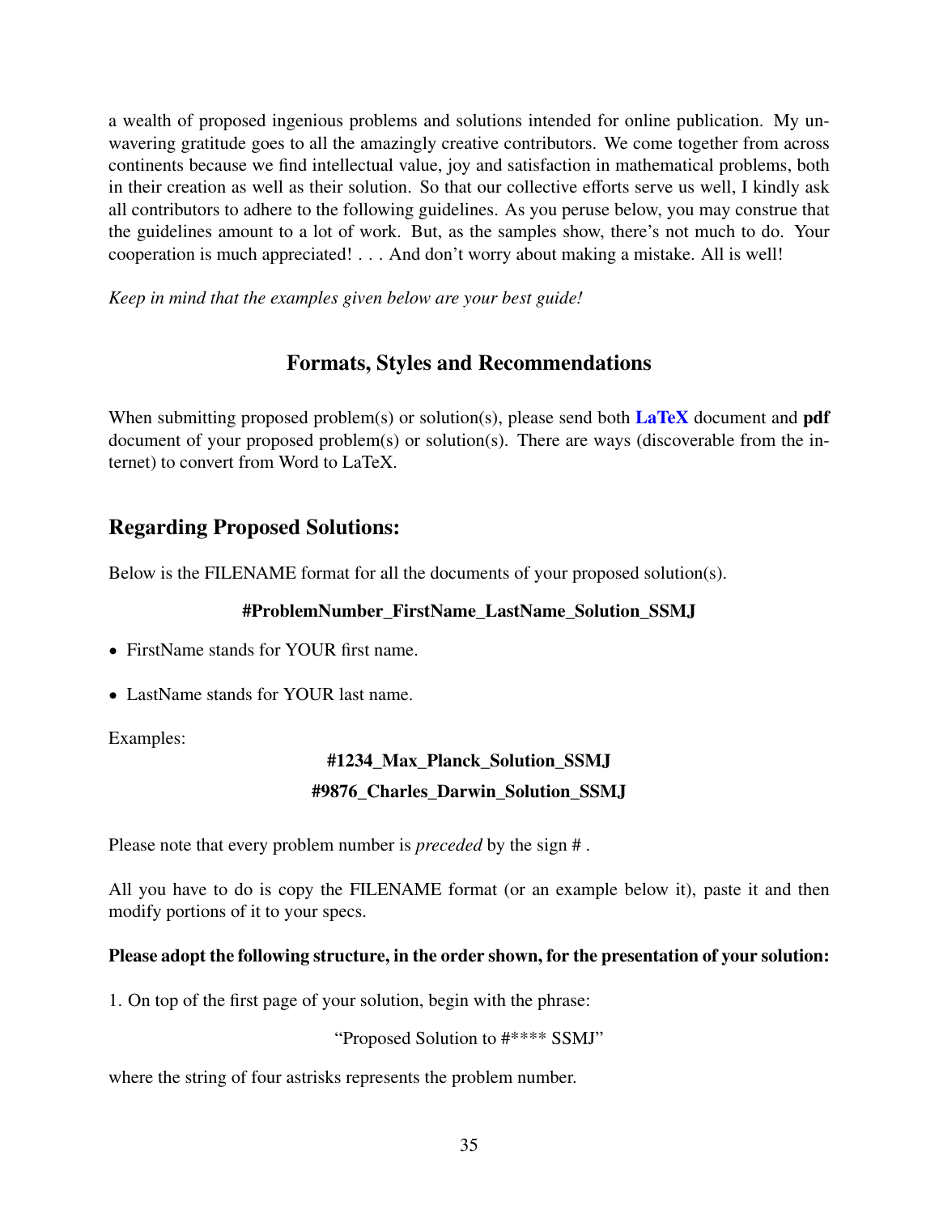a wealth of proposed ingenious problems and solutions intended for online publication. My unwavering gratitude goes to all the amazingly creative contributors. We come together from across continents because we find intellectual value, joy and satisfaction in mathematical problems, both in their creation as well as their solution. So that our collective efforts serve us well, I kindly ask all contributors to adhere to the following guidelines. As you peruse below, you may construe that the guidelines amount to a lot of work. But, as the samples show, there's not much to do. Your cooperation is much appreciated! . . . And don't worry about making a mistake. All is well!

*Keep in mind that the examples given below are your best guide!*

## Formats, Styles and Recommendations

When submitting proposed problem(s) or solution(s), please send both **LaTeX** document and **pdf** document of your proposed problem(s) or solution(s). There are ways (discoverable from the internet) to convert from Word to LaTeX.

## Regarding Proposed Solutions:

Below is the FILENAME format for all the documents of your proposed solution(s).

**#ProblemNumber_FirstName_LastName_Solution_SSMJ**

- FirstName stands for YOUR first name.
- LastName stands for YOUR last name.

Examples:

**#1234_Max_Planck_Solution_SSMJ**

**#9876_Charles_Darwin_Solution_SSMJ**

Please note that every problem number is *preceded* by the sign # .

All you have to do is copy the FILENAME format (or an example below it), paste it and then modify portions of it to your specs.

**Please adopt the following structure, in the order shown, for the presentation of your solution:**

1. On top of the first page of your solution, begin with the phrase:

"Proposed Solution to #**** SSMJ"

where the string of four astrisks represents the problem number.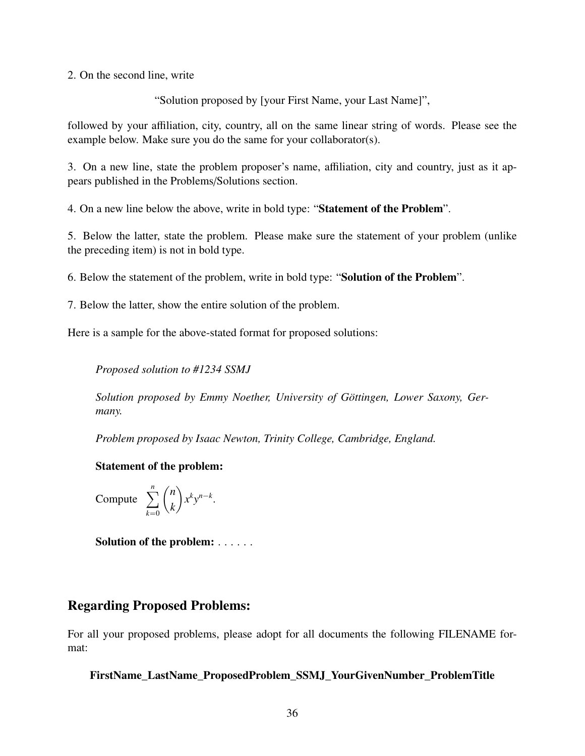2. On the second line, write

"Solution proposed by [your First Name, your Last Name]",

followed by your affiliation, city, country, all on the same linear string of words. Please see the example below. Make sure you do the same for your collaborator(s).

3. On a new line, state the problem proposer's name, affiliation, city and country, just as it appears published in the Problems/Solutions section.

4. On a new line below the above, write in bold type: "**Statement of the Problem**".

5. Below the latter, state the problem. Please make sure the statement of your problem (unlike the preceding item) is not in bold type.

6. Below the statement of the problem, write in bold type: "**Solution of the Problem**".

7. Below the latter, show the entire solution of the problem.

Here is a sample for the above-stated format for proposed solutions:

> *Proposed solution to #1234 SSMJ*
>
> *Solution proposed by Emmy Noether, University of Göttingen, Lower Saxony, Germany.*
>
> *Problem proposed by Isaac Newton, Trinity College, Cambridge, England.*
>
> **Statement of the problem:**
>
> Compute $\displaystyle\sum_{k=0}^{n} \binom{n}{k} x^k y^{n-k}$.
>
> **Solution of the problem:** . . . . . .

## Regarding Proposed Problems:

For all your proposed problems, please adopt for all documents the following FILENAME format:

**FirstName_LastName_ProposedProblem_SSMJ_YourGivenNumber_ProblemTitle**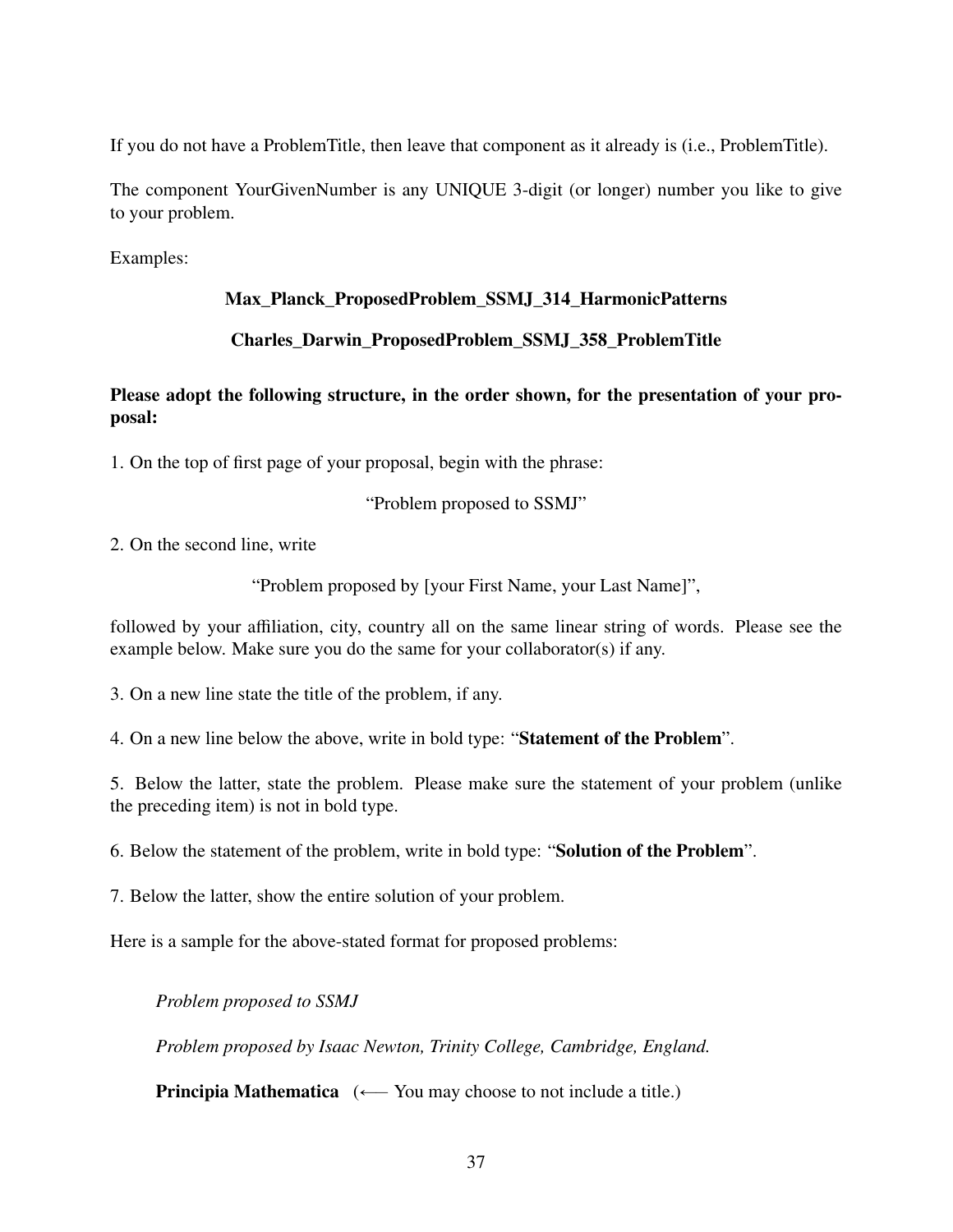If you do not have a ProblemTitle, then leave that component as it already is (i.e., ProblemTitle).

The component YourGivenNumber is any UNIQUE 3-digit (or longer) number you like to give to your problem.

Examples:

**Max_Planck_ProposedProblem_SSMJ_314_HarmonicPatterns**

**Charles_Darwin_ProposedProblem_SSMJ_358_ProblemTitle**

**Please adopt the following structure, in the order shown, for the presentation of your proposal:**

1. On the top of first page of your proposal, begin with the phrase:

"Problem proposed to SSMJ"

2. On the second line, write

"Problem proposed by [your First Name, your Last Name]",

followed by your affiliation, city, country all on the same linear string of words. Please see the example below. Make sure you do the same for your collaborator(s) if any.

3. On a new line state the title of the problem, if any.

4. On a new line below the above, write in bold type: "**Statement of the Problem**".

5. Below the latter, state the problem. Please make sure the statement of your problem (unlike the preceding item) is not in bold type.

6. Below the statement of the problem, write in bold type: "**Solution of the Problem**".

7. Below the latter, show the entire solution of your problem.

Here is a sample for the above-stated format for proposed problems:

*Problem proposed to SSMJ*

*Problem proposed by Isaac Newton, Trinity College, Cambridge, England.*

**Principia Mathematica** (⟵ You may choose to not include a title.)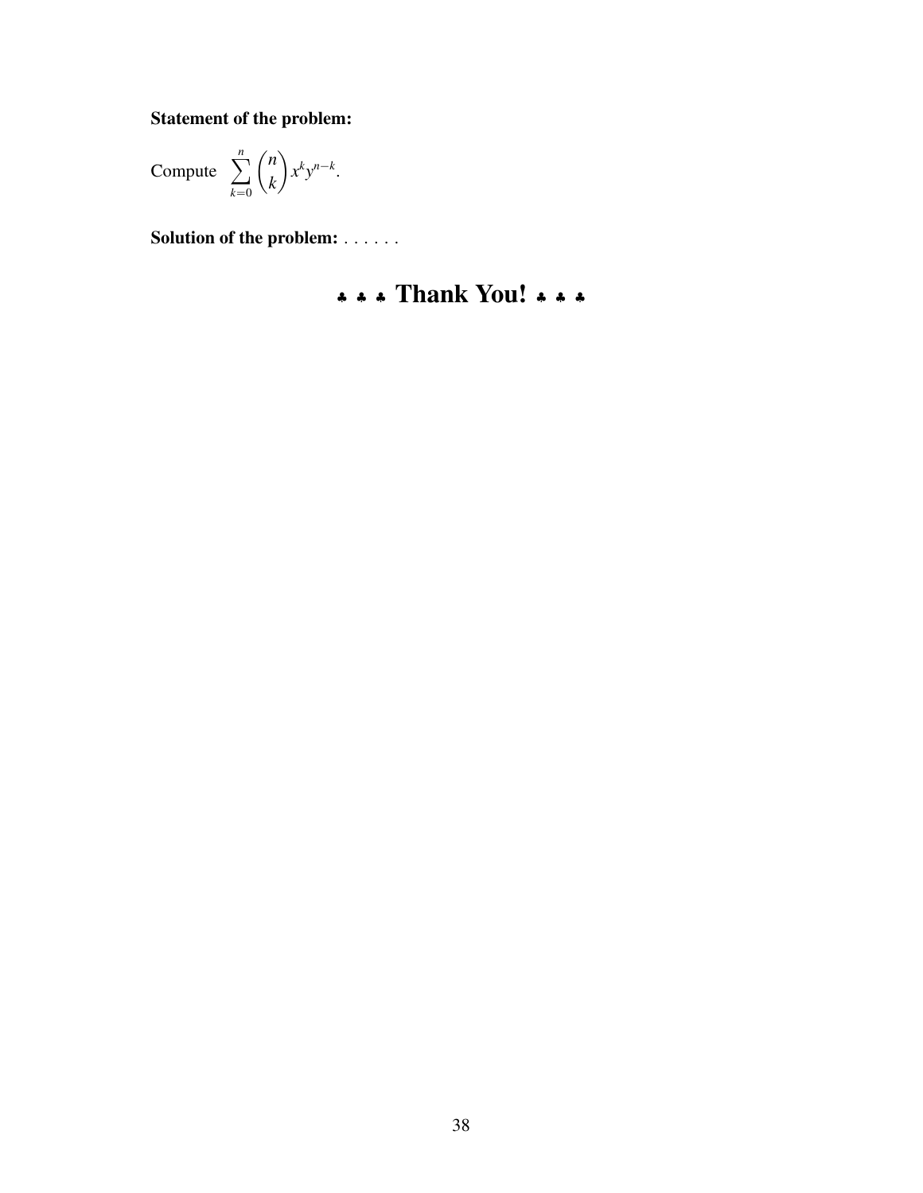**Statement of the problem:**

Compute $\displaystyle\sum_{k=0}^{n} \binom{n}{k} x^k y^{n-k}$.

**Solution of the problem:** . . . . . .

## ♣ ♣ ♣ Thank You! ♣ ♣ ♣